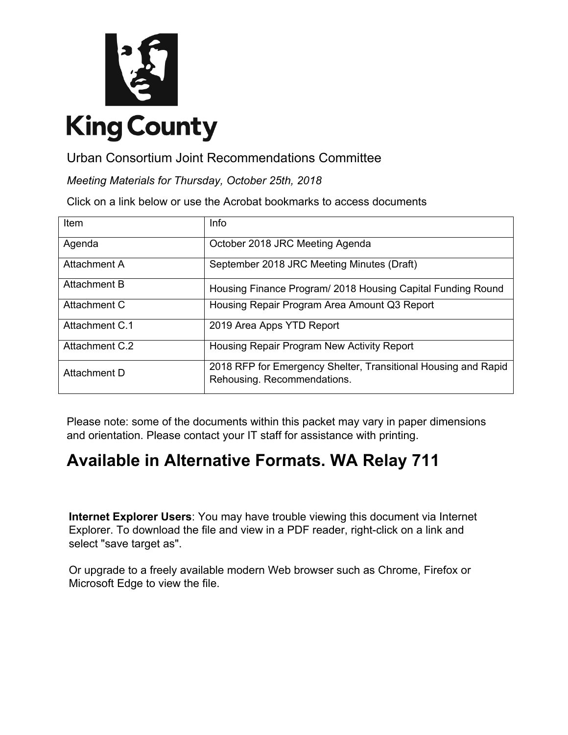# King County

Urban Consortium Joint Recommendations Committee

*Meeting Materials for Thursday, October 25th, 2018*

Click on a link below or use the Acrobat bookmarks to access documents

| Item | Info |
|---|---|
| Agenda | October 2018 JRC Meeting Agenda |
| Attachment A | September 2018 JRC Meeting Minutes (Draft) |
| Attachment B | Housing Finance Program/ 2018 Housing Capital Funding Round |
| Attachment C | Housing Repair Program Area Amount Q3 Report |
| Attachment C.1 | 2019 Area Apps YTD Report |
| Attachment C.2 | Housing Repair Program New Activity Report |
| Attachment D | 2018 RFP for Emergency Shelter, Transitional Housing and Rapid Rehousing. Recommendations. |

Please note: some of the documents within this packet may vary in paper dimensions and orientation. Please contact your IT staff for assistance with printing.

## Available in Alternative Formats. WA Relay 711

**Internet Explorer Users**: You may have trouble viewing this document via Internet Explorer. To download the file and view in a PDF reader, right-click on a link and select "save target as".

Or upgrade to a freely available modern Web browser such as Chrome, Firefox or Microsoft Edge to view the file.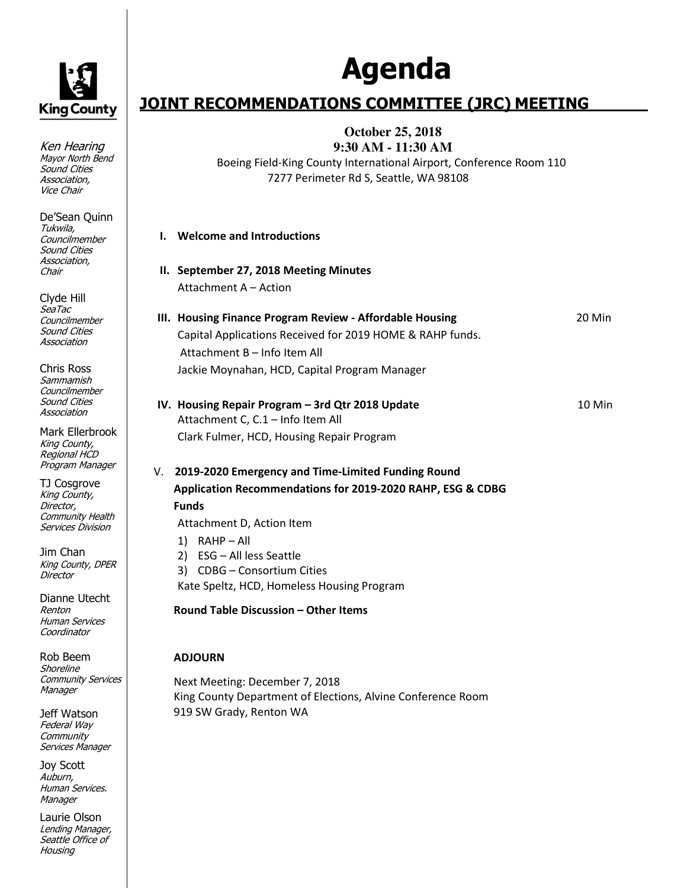King County

*Ken Hearing*
*Mayor North Bend*
*Sound Cities Association,*
*Vice Chair*

De'Sean Quinn
*Tukwila,*
*Councilmember*
*Sound Cities Association,*
*Chair*

Clyde Hill
*SeaTac*
*Councilmember*
*Sound Cities Association*

Chris Ross
*Sammamish*
*Councilmember*
*Sound Cities Association*

Mark Ellerbrook
*King County,*
*Regional HCD*
*Program Manager*

TJ Cosgrove
*King County,*
*Director,*
*Community Health Services Division*

Jim Chan
*King County, DPER*
*Director*

Dianne Utecht
*Renton*
*Human Services Coordinator*

Rob Beem
*Shoreline*
*Community Services Manager*

Jeff Watson
*Federal Way*
*Community Services Manager*

Joy Scott
*Auburn,*
*Human Services.*
*Manager*

Laurie Olson
*Lending Manager,*
*Seattle Office of Housing*

# Agenda

## JOINT RECOMMENDATIONS COMMITTEE (JRC) MEETING

**October 25, 2018**
**9:30 AM - 11:30 AM**
Boeing Field-King County International Airport, Conference Room 110
7277 Perimeter Rd S, Seattle, WA 98108

**I. Welcome and Introductions**

**II. September 27, 2018 Meeting Minutes**
Attachment A – Action

**III. Housing Finance Program Review - Affordable Housing** — 20 Min
Capital Applications Received for 2019 HOME & RAHP funds.
Attachment B – Info Item All
Jackie Moynahan, HCD, Capital Program Manager

**IV. Housing Repair Program – 3rd Qtr 2018 Update** — 10 Min
Attachment C, C.1 – Info Item All
Clark Fulmer, HCD, Housing Repair Program

V. **2019-2020 Emergency and Time-Limited Funding Round Application Recommendations for 2019-2020 RAHP, ESG & CDBG Funds**
Attachment D, Action Item
1) RAHP – All
2) ESG – All less Seattle
3) CDBG – Consortium Cities
Kate Speltz, HCD, Homeless Housing Program

**Round Table Discussion – Other Items**

**ADJOURN**

Next Meeting: December 7, 2018
King County Department of Elections, Alvine Conference Room
919 SW Grady, Renton WA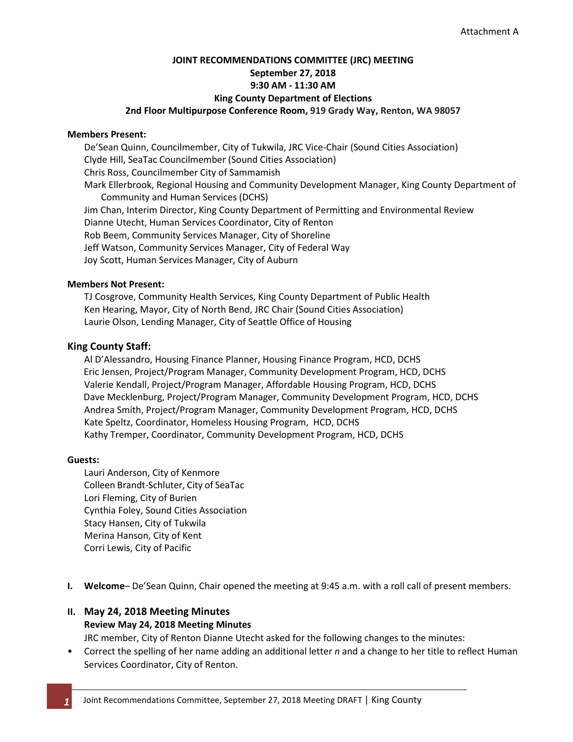Attachment A

**JOINT RECOMMENDATIONS COMMITTEE (JRC) MEETING**
**September 27, 2018**
**9:30 AM - 11:30 AM**
**King County Department of Elections**
**2nd Floor Multipurpose Conference Room, 919 Grady Way, Renton, WA 98057**

**Members Present:**

De'Sean Quinn, Councilmember, City of Tukwila, JRC Vice-Chair (Sound Cities Association)
Clyde Hill, SeaTac Councilmember (Sound Cities Association)
Chris Ross, Councilmember City of Sammamish
Mark Ellerbrook, Regional Housing and Community Development Manager, King County Department of Community and Human Services (DCHS)
Jim Chan, Interim Director, King County Department of Permitting and Environmental Review
Dianne Utecht, Human Services Coordinator, City of Renton
Rob Beem, Community Services Manager, City of Shoreline
Jeff Watson, Community Services Manager, City of Federal Way
Joy Scott, Human Services Manager, City of Auburn

**Members Not Present:**

TJ Cosgrove, Community Health Services, King County Department of Public Health
Ken Hearing, Mayor, City of North Bend, JRC Chair (Sound Cities Association)
Laurie Olson, Lending Manager, City of Seattle Office of Housing

### King County Staff:

Al D'Alessandro, Housing Finance Planner, Housing Finance Program, HCD, DCHS
Eric Jensen, Project/Program Manager, Community Development Program, HCD, DCHS
Valerie Kendall, Project/Program Manager, Affordable Housing Program, HCD, DCHS
Dave Mecklenburg, Project/Program Manager, Community Development Program, HCD, DCHS
Andrea Smith, Project/Program Manager, Community Development Program, HCD, DCHS
Kate Speltz, Coordinator, Homeless Housing Program, HCD, DCHS
Kathy Tremper, Coordinator, Community Development Program, HCD, DCHS

**Guests:**

Lauri Anderson, City of Kenmore
Colleen Brandt-Schluter, City of SeaTac
Lori Fleming, City of Burien
Cynthia Foley, Sound Cities Association
Stacy Hansen, City of Tukwila
Merina Hanson, City of Kent
Corri Lewis, City of Pacific

**I. Welcome**– De'Sean Quinn, Chair opened the meeting at 9:45 a.m. with a roll call of present members.

## II. May 24, 2018 Meeting Minutes

**Review May 24, 2018 Meeting Minutes**

JRC member, City of Renton Dianne Utecht asked for the following changes to the minutes:

- Correct the spelling of her name adding an additional letter *n* and a change to her title to reflect Human Services Coordinator, City of Renton.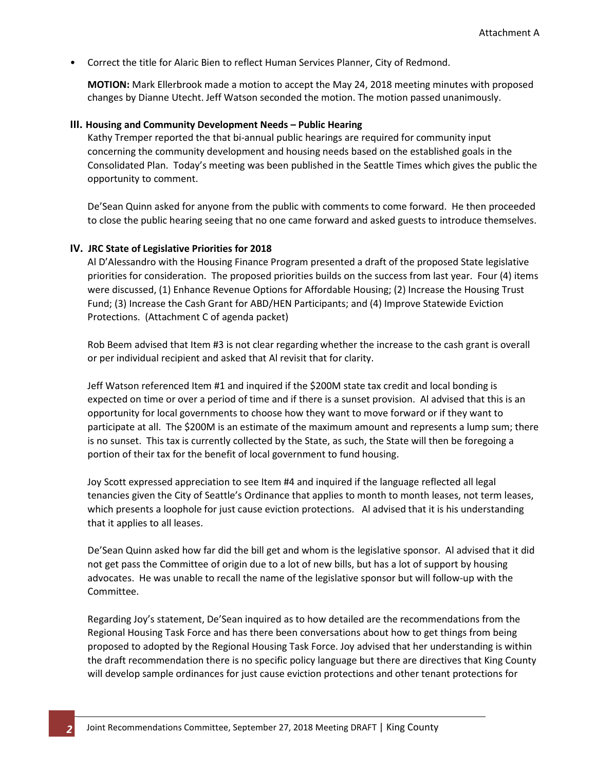Attachment A

- Correct the title for Alaric Bien to reflect Human Services Planner, City of Redmond.

  **MOTION:** Mark Ellerbrook made a motion to accept the May 24, 2018 meeting minutes with proposed changes by Dianne Utecht. Jeff Watson seconded the motion. The motion passed unanimously.

## III. Housing and Community Development Needs – Public Hearing

Kathy Tremper reported the that bi-annual public hearings are required for community input concerning the community development and housing needs based on the established goals in the Consolidated Plan. Today's meeting was been published in the Seattle Times which gives the public the opportunity to comment.

De'Sean Quinn asked for anyone from the public with comments to come forward. He then proceeded to close the public hearing seeing that no one came forward and asked guests to introduce themselves.

## IV. JRC State of Legislative Priorities for 2018

Al D'Alessandro with the Housing Finance Program presented a draft of the proposed State legislative priorities for consideration. The proposed priorities builds on the success from last year. Four (4) items were discussed, (1) Enhance Revenue Options for Affordable Housing; (2) Increase the Housing Trust Fund; (3) Increase the Cash Grant for ABD/HEN Participants; and (4) Improve Statewide Eviction Protections. (Attachment C of agenda packet)

Rob Beem advised that Item #3 is not clear regarding whether the increase to the cash grant is overall or per individual recipient and asked that Al revisit that for clarity.

Jeff Watson referenced Item #1 and inquired if the $200M state tax credit and local bonding is expected on time or over a period of time and if there is a sunset provision. Al advised that this is an opportunity for local governments to choose how they want to move forward or if they want to participate at all. The $200M is an estimate of the maximum amount and represents a lump sum; there is no sunset. This tax is currently collected by the State, as such, the State will then be foregoing a portion of their tax for the benefit of local government to fund housing.

Joy Scott expressed appreciation to see Item #4 and inquired if the language reflected all legal tenancies given the City of Seattle's Ordinance that applies to month to month leases, not term leases, which presents a loophole for just cause eviction protections. Al advised that it is his understanding that it applies to all leases.

De'Sean Quinn asked how far did the bill get and whom is the legislative sponsor. Al advised that it did not get pass the Committee of origin due to a lot of new bills, but has a lot of support by housing advocates. He was unable to recall the name of the legislative sponsor but will follow-up with the Committee.

Regarding Joy's statement, De'Sean inquired as to how detailed are the recommendations from the Regional Housing Task Force and has there been conversations about how to get things from being proposed to adopted by the Regional Housing Task Force. Joy advised that her understanding is within the draft recommendation there is no specific policy language but there are directives that King County will develop sample ordinances for just cause eviction protections and other tenant protections for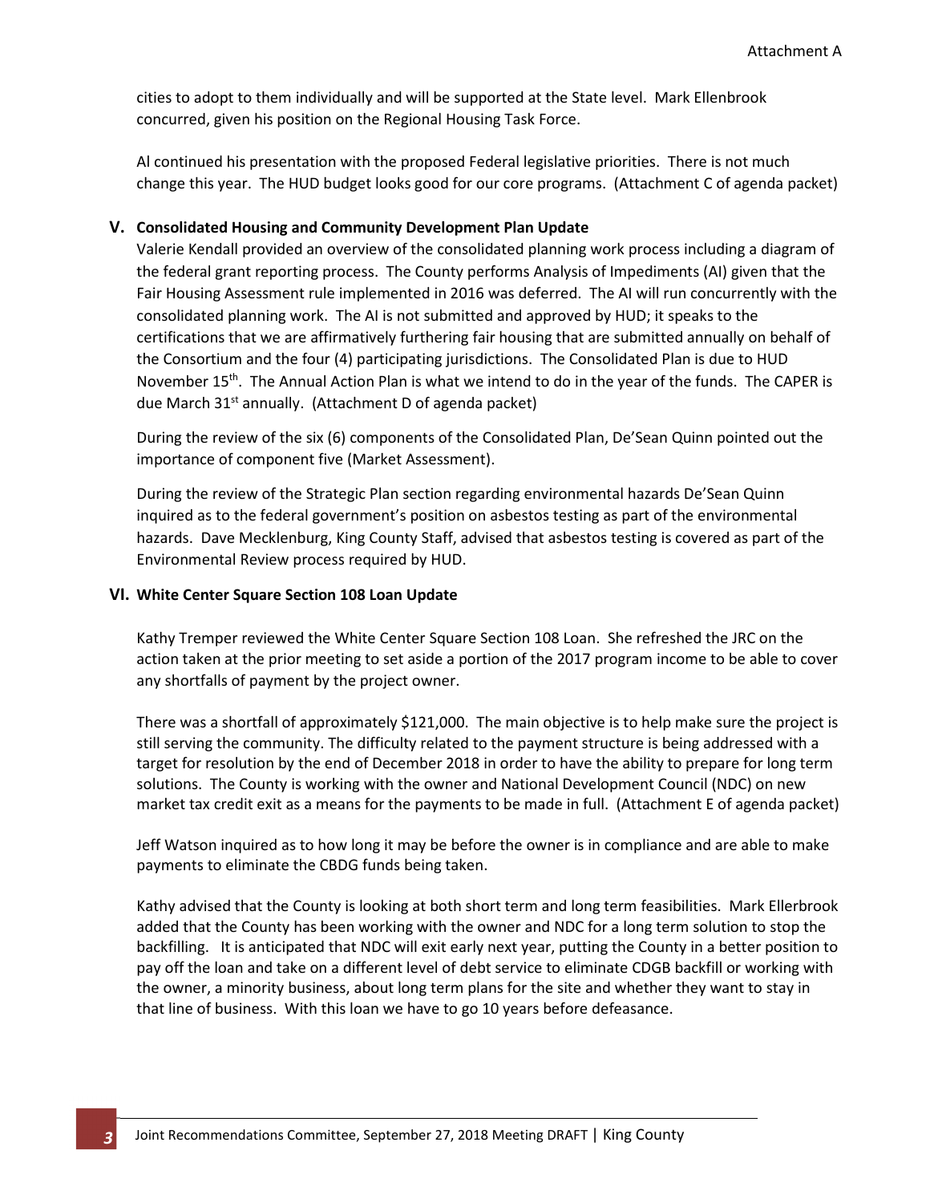cities to adopt to them individually and will be supported at the State level. Mark Ellenbrook concurred, given his position on the Regional Housing Task Force.

Al continued his presentation with the proposed Federal legislative priorities. There is not much change this year. The HUD budget looks good for our core programs. (Attachment C of agenda packet)

## V. Consolidated Housing and Community Development Plan Update

Valerie Kendall provided an overview of the consolidated planning work process including a diagram of the federal grant reporting process. The County performs Analysis of Impediments (AI) given that the Fair Housing Assessment rule implemented in 2016 was deferred. The AI will run concurrently with the consolidated planning work. The AI is not submitted and approved by HUD; it speaks to the certifications that we are affirmatively furthering fair housing that are submitted annually on behalf of the Consortium and the four (4) participating jurisdictions. The Consolidated Plan is due to HUD November 15th. The Annual Action Plan is what we intend to do in the year of the funds. The CAPER is due March 31st annually. (Attachment D of agenda packet)

During the review of the six (6) components of the Consolidated Plan, De'Sean Quinn pointed out the importance of component five (Market Assessment).

During the review of the Strategic Plan section regarding environmental hazards De'Sean Quinn inquired as to the federal government's position on asbestos testing as part of the environmental hazards. Dave Mecklenburg, King County Staff, advised that asbestos testing is covered as part of the Environmental Review process required by HUD.

## VI. White Center Square Section 108 Loan Update

Kathy Tremper reviewed the White Center Square Section 108 Loan. She refreshed the JRC on the action taken at the prior meeting to set aside a portion of the 2017 program income to be able to cover any shortfalls of payment by the project owner.

There was a shortfall of approximately $121,000. The main objective is to help make sure the project is still serving the community. The difficulty related to the payment structure is being addressed with a target for resolution by the end of December 2018 in order to have the ability to prepare for long term solutions. The County is working with the owner and National Development Council (NDC) on new market tax credit exit as a means for the payments to be made in full. (Attachment E of agenda packet)

Jeff Watson inquired as to how long it may be before the owner is in compliance and are able to make payments to eliminate the CBDG funds being taken.

Kathy advised that the County is looking at both short term and long term feasibilities. Mark Ellerbrook added that the County has been working with the owner and NDC for a long term solution to stop the backfilling. It is anticipated that NDC will exit early next year, putting the County in a better position to pay off the loan and take on a different level of debt service to eliminate CDGB backfill or working with the owner, a minority business, about long term plans for the site and whether they want to stay in that line of business. With this loan we have to go 10 years before defeasance.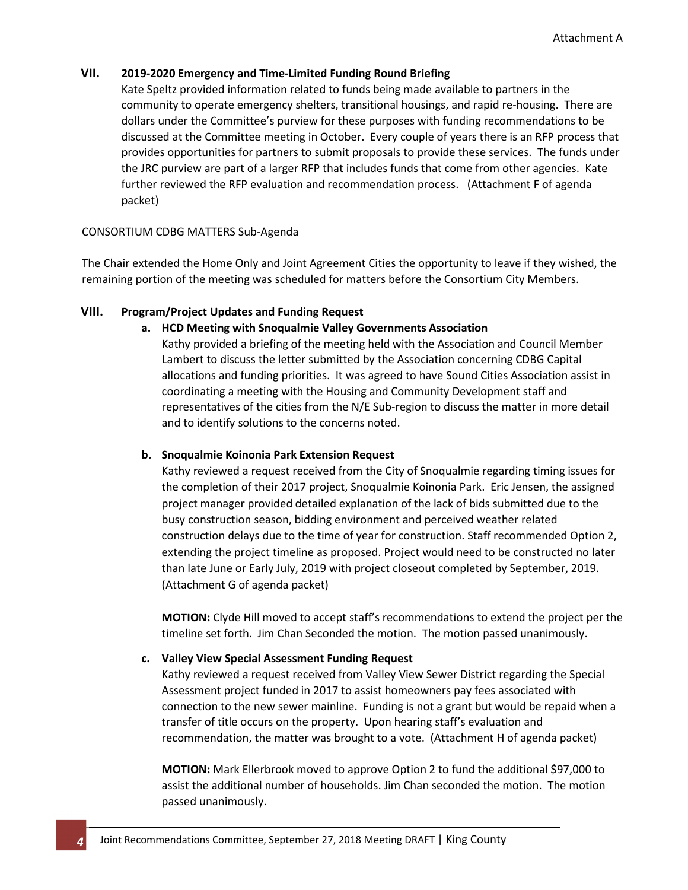Attachment A

## VII. 2019-2020 Emergency and Time-Limited Funding Round Briefing

Kate Speltz provided information related to funds being made available to partners in the community to operate emergency shelters, transitional housings, and rapid re-housing. There are dollars under the Committee's purview for these purposes with funding recommendations to be discussed at the Committee meeting in October. Every couple of years there is an RFP process that provides opportunities for partners to submit proposals to provide these services. The funds under the JRC purview are part of a larger RFP that includes funds that come from other agencies. Kate further reviewed the RFP evaluation and recommendation process. (Attachment F of agenda packet)

CONSORTIUM CDBG MATTERS Sub-Agenda

The Chair extended the Home Only and Joint Agreement Cities the opportunity to leave if they wished, the remaining portion of the meeting was scheduled for matters before the Consortium City Members.

## VIII. Program/Project Updates and Funding Request

### a. HCD Meeting with Snoqualmie Valley Governments Association

Kathy provided a briefing of the meeting held with the Association and Council Member Lambert to discuss the letter submitted by the Association concerning CDBG Capital allocations and funding priorities. It was agreed to have Sound Cities Association assist in coordinating a meeting with the Housing and Community Development staff and representatives of the cities from the N/E Sub-region to discuss the matter in more detail and to identify solutions to the concerns noted.

### b. Snoqualmie Koinonia Park Extension Request

Kathy reviewed a request received from the City of Snoqualmie regarding timing issues for the completion of their 2017 project, Snoqualmie Koinonia Park. Eric Jensen, the assigned project manager provided detailed explanation of the lack of bids submitted due to the busy construction season, bidding environment and perceived weather related construction delays due to the time of year for construction. Staff recommended Option 2, extending the project timeline as proposed. Project would need to be constructed no later than late June or Early July, 2019 with project closeout completed by September, 2019. (Attachment G of agenda packet)

**MOTION:** Clyde Hill moved to accept staff's recommendations to extend the project per the timeline set forth. Jim Chan Seconded the motion. The motion passed unanimously.

### c. Valley View Special Assessment Funding Request

Kathy reviewed a request received from Valley View Sewer District regarding the Special Assessment project funded in 2017 to assist homeowners pay fees associated with connection to the new sewer mainline. Funding is not a grant but would be repaid when a transfer of title occurs on the property. Upon hearing staff's evaluation and recommendation, the matter was brought to a vote. (Attachment H of agenda packet)

**MOTION:** Mark Ellerbrook moved to approve Option 2 to fund the additional $97,000 to assist the additional number of households. Jim Chan seconded the motion. The motion passed unanimously.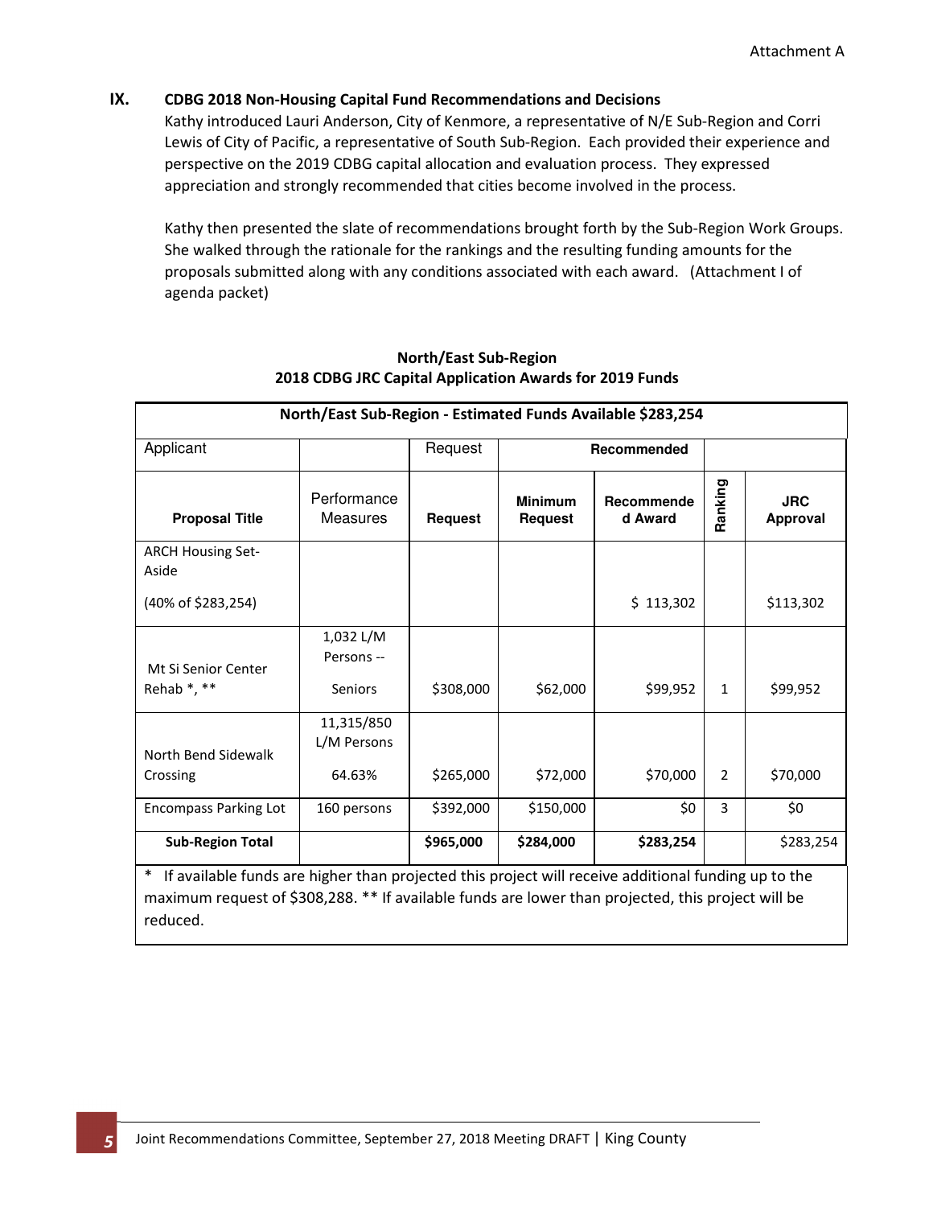Attachment A

## IX. CDBG 2018 Non-Housing Capital Fund Recommendations and Decisions

Kathy introduced Lauri Anderson, City of Kenmore, a representative of N/E Sub-Region and Corri Lewis of City of Pacific, a representative of South Sub-Region. Each provided their experience and perspective on the 2019 CDBG capital allocation and evaluation process. They expressed appreciation and strongly recommended that cities become involved in the process.

Kathy then presented the slate of recommendations brought forth by the Sub-Region Work Groups. She walked through the rationale for the rankings and the resulting funding amounts for the proposals submitted along with any conditions associated with each award. (Attachment I of agenda packet)

**North/East Sub-Region**
**2018 CDBG JRC Capital Application Awards for 2019 Funds**

| North/East Sub-Region - Estimated Funds Available $283,254 | | | | | | |
|---|---|---|---|---|---|---|
| Applicant | | Request | Recommended | | | |
| **Proposal Title** | Performance Measures | **Request** | **Minimum Request** | **Recommended Award** | **Ranking** | **JRC Approval** |
| ARCH Housing Set-Aside (40% of $283,254) | | | | $ 113,302 | | $113,302 |
| Mt Si Senior Center Rehab *, ** | 1,032 L/M Persons -- Seniors | $308,000 | $62,000 | $99,952 | 1 | $99,952 |
| North Bend Sidewalk Crossing | 11,315/850 L/M Persons 64.63% | $265,000 | $72,000 | $70,000 | 2 | $70,000 |
| Encompass Parking Lot | 160 persons | $392,000 | $150,000 | $0 | 3 | $0 |
| **Sub-Region Total** | | **$965,000** | **$284,000** | **$283,254** | | $283,254 |
| * If available funds are higher than projected this project will receive additional funding up to the maximum request of $308,288. ** If available funds are lower than projected, this project will be reduced. | | | | | | |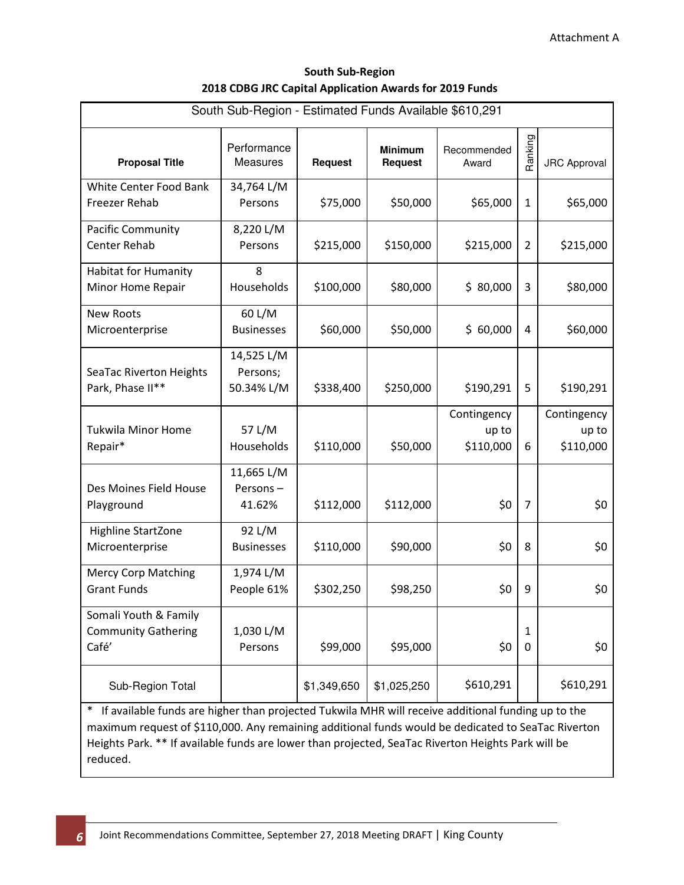Attachment A

**South Sub-Region**
**2018 CDBG JRC Capital Application Awards for 2019 Funds**

| South Sub-Region - Estimated Funds Available $610,291 | | | | | | |
|---|---|---|---|---|---|---|
| **Proposal Title** | Performance Measures | **Request** | **Minimum Request** | Recommended Award | Ranking | JRC Approval |
| White Center Food Bank Freezer Rehab | 34,764 L/M Persons | $75,000 | $50,000 | $65,000 | 1 | $65,000 |
| Pacific Community Center Rehab | 8,220 L/M Persons | $215,000 | $150,000 | $215,000 | 2 | $215,000 |
| Habitat for Humanity Minor Home Repair | 8 Households | $100,000 | $80,000 | $ 80,000 | 3 | $80,000 |
| New Roots Microenterprise | 60 L/M Businesses | $60,000 | $50,000 | $ 60,000 | 4 | $60,000 |
| SeaTac Riverton Heights Park, Phase II** | 14,525 L/M Persons; 50.34% L/M | $338,400 | $250,000 | $190,291 | 5 | $190,291 |
| Tukwila Minor Home Repair* | 57 L/M Households | $110,000 | $50,000 | Contingency up to $110,000 | 6 | Contingency up to $110,000 |
| Des Moines Field House Playground | 11,665 L/M Persons – 41.62% | $112,000 | $112,000 | $0 | 7 | $0 |
| Highline StartZone Microenterprise | 92 L/M Businesses | $110,000 | $90,000 | $0 | 8 | $0 |
| Mercy Corp Matching Grant Funds | 1,974 L/M People 61% | $302,250 | $98,250 | $0 | 9 | $0 |
| Somali Youth & Family Community Gathering Café' | 1,030 L/M Persons | $99,000 | $95,000 | $0 | 10 | $0 |
| Sub-Region Total | | $1,349,650 | $1,025,250 | $610,291 | | $610,291 |

\* If available funds are higher than projected Tukwila MHR will receive additional funding up to the maximum request of $110,000. Any remaining additional funds would be dedicated to SeaTac Riverton Heights Park. ** If available funds are lower than projected, SeaTac Riverton Heights Park will be reduced.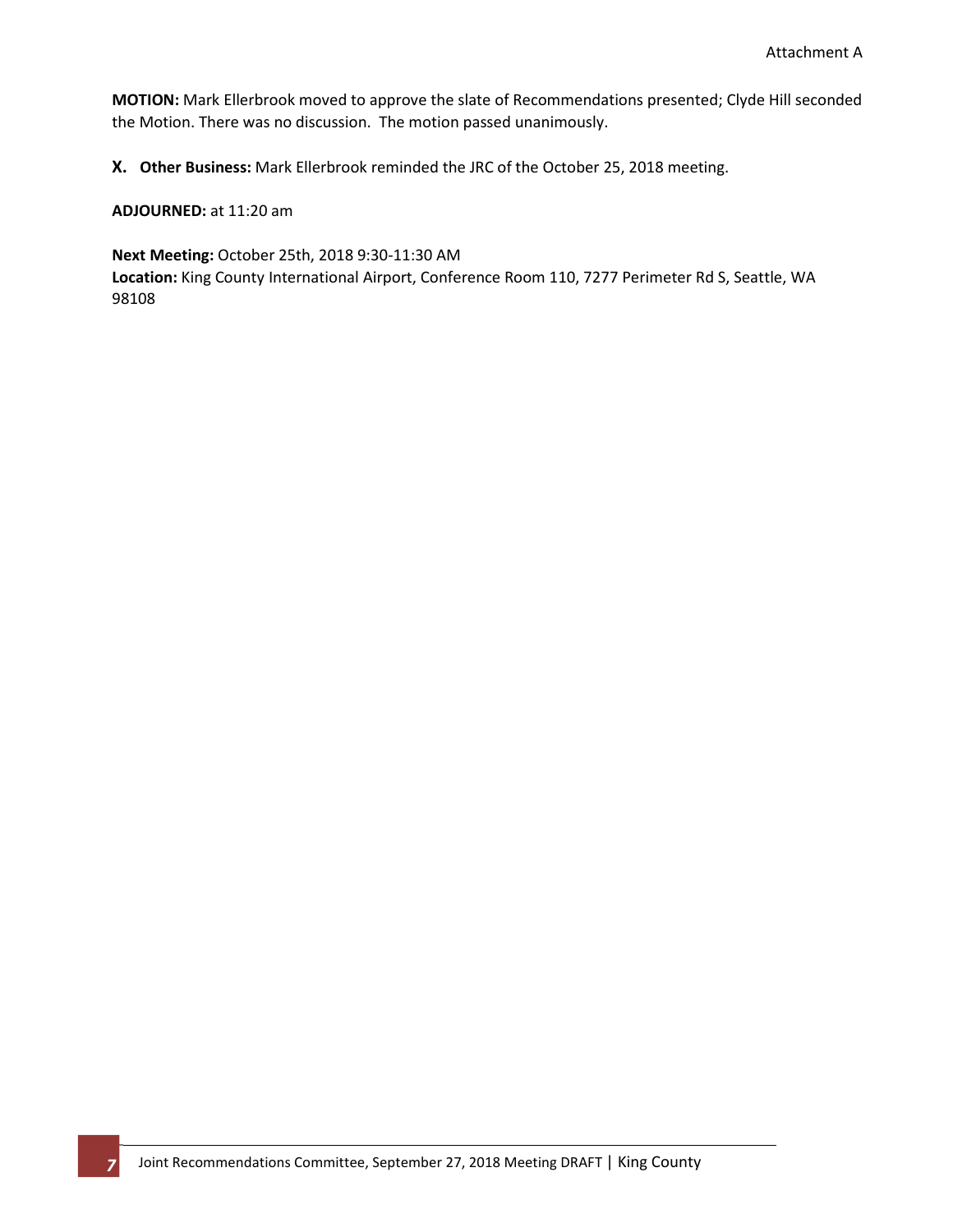**MOTION:** Mark Ellerbrook moved to approve the slate of Recommendations presented; Clyde Hill seconded the Motion. There was no discussion. The motion passed unanimously.

**X. Other Business:** Mark Ellerbrook reminded the JRC of the October 25, 2018 meeting.

**ADJOURNED:** at 11:20 am

**Next Meeting:** October 25th, 2018 9:30-11:30 AM
**Location:** King County International Airport, Conference Room 110, 7277 Perimeter Rd S, Seattle, WA 98108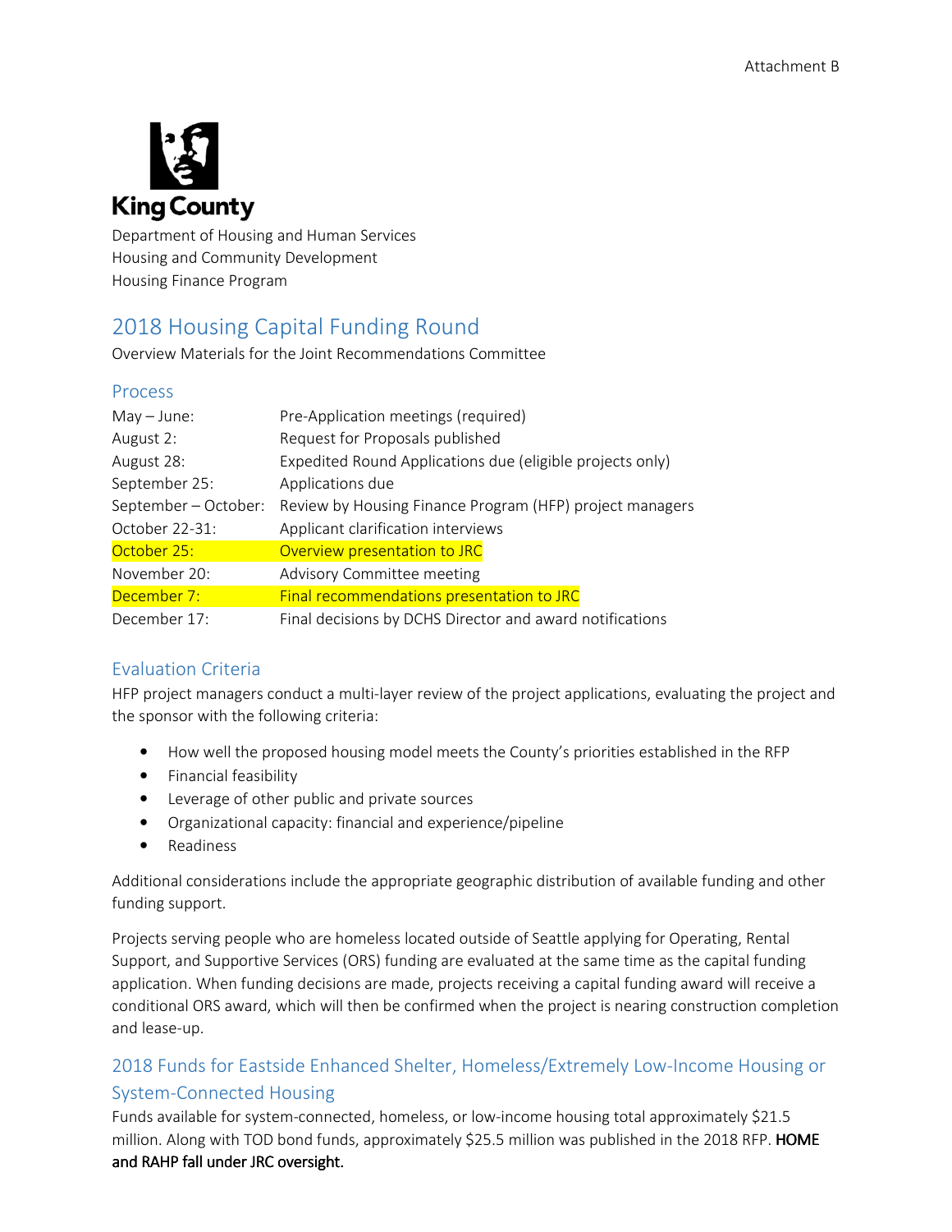Attachment B

King County

Department of Housing and Human Services
Housing and Community Development
Housing Finance Program

# 2018 Housing Capital Funding Round

Overview Materials for the Joint Recommendations Committee

## Process

| | |
|---|---|
| May – June: | Pre-Application meetings (required) |
| August 2: | Request for Proposals published |
| August 28: | Expedited Round Applications due (eligible projects only) |
| September 25: | Applications due |
| September – October: | Review by Housing Finance Program (HFP) project managers |
| October 22-31: | Applicant clarification interviews |
| October 25: | Overview presentation to JRC |
| November 20: | Advisory Committee meeting |
| December 7: | Final recommendations presentation to JRC |
| December 17: | Final decisions by DCHS Director and award notifications |

## Evaluation Criteria

HFP project managers conduct a multi-layer review of the project applications, evaluating the project and the sponsor with the following criteria:

- How well the proposed housing model meets the County's priorities established in the RFP
- Financial feasibility
- Leverage of other public and private sources
- Organizational capacity: financial and experience/pipeline
- Readiness

Additional considerations include the appropriate geographic distribution of available funding and other funding support.

Projects serving people who are homeless located outside of Seattle applying for Operating, Rental Support, and Supportive Services (ORS) funding are evaluated at the same time as the capital funding application. When funding decisions are made, projects receiving a capital funding award will receive a conditional ORS award, which will then be confirmed when the project is nearing construction completion and lease-up.

## 2018 Funds for Eastside Enhanced Shelter, Homeless/Extremely Low-Income Housing or System-Connected Housing

Funds available for system-connected, homeless, or low-income housing total approximately $21.5 million. Along with TOD bond funds, approximately $25.5 million was published in the 2018 RFP. **HOME and RAHP fall under JRC oversight.**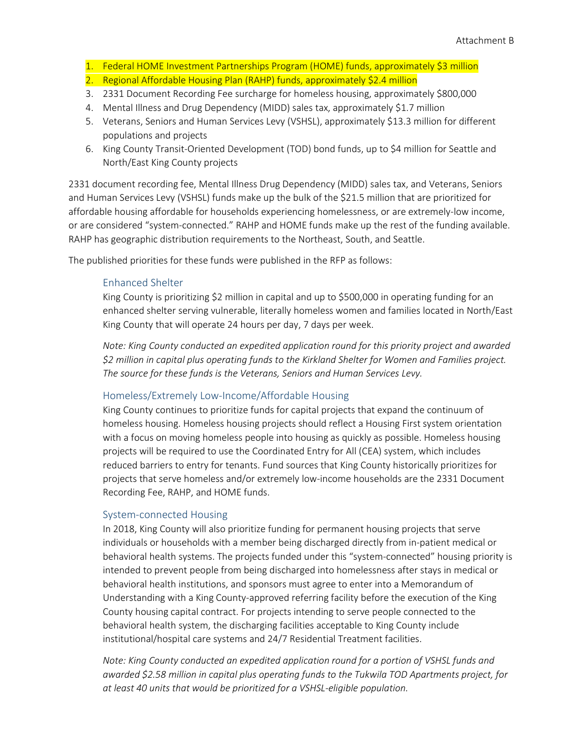1. Federal HOME Investment Partnerships Program (HOME) funds, approximately $3 million
2. Regional Affordable Housing Plan (RAHP) funds, approximately $2.4 million
3. 2331 Document Recording Fee surcharge for homeless housing, approximately $800,000
4. Mental Illness and Drug Dependency (MIDD) sales tax, approximately $1.7 million
5. Veterans, Seniors and Human Services Levy (VSHSL), approximately $13.3 million for different populations and projects
6. King County Transit-Oriented Development (TOD) bond funds, up to $4 million for Seattle and North/East King County projects

2331 document recording fee, Mental Illness Drug Dependency (MIDD) sales tax, and Veterans, Seniors and Human Services Levy (VSHSL) funds make up the bulk of the $21.5 million that are prioritized for affordable housing affordable for households experiencing homelessness, or are extremely-low income, or are considered "system-connected." RAHP and HOME funds make up the rest of the funding available. RAHP has geographic distribution requirements to the Northeast, South, and Seattle.

The published priorities for these funds were published in the RFP as follows:

### Enhanced Shelter

King County is prioritizing $2 million in capital and up to $500,000 in operating funding for an enhanced shelter serving vulnerable, literally homeless women and families located in North/East King County that will operate 24 hours per day, 7 days per week.

*Note: King County conducted an expedited application round for this priority project and awarded $2 million in capital plus operating funds to the Kirkland Shelter for Women and Families project. The source for these funds is the Veterans, Seniors and Human Services Levy.*

### Homeless/Extremely Low-Income/Affordable Housing

King County continues to prioritize funds for capital projects that expand the continuum of homeless housing. Homeless housing projects should reflect a Housing First system orientation with a focus on moving homeless people into housing as quickly as possible. Homeless housing projects will be required to use the Coordinated Entry for All (CEA) system, which includes reduced barriers to entry for tenants. Fund sources that King County historically prioritizes for projects that serve homeless and/or extremely low-income households are the 2331 Document Recording Fee, RAHP, and HOME funds.

### System-connected Housing

In 2018, King County will also prioritize funding for permanent housing projects that serve individuals or households with a member being discharged directly from in-patient medical or behavioral health systems. The projects funded under this "system-connected" housing priority is intended to prevent people from being discharged into homelessness after stays in medical or behavioral health institutions, and sponsors must agree to enter into a Memorandum of Understanding with a King County-approved referring facility before the execution of the King County housing capital contract. For projects intending to serve people connected to the behavioral health system, the discharging facilities acceptable to King County include institutional/hospital care systems and 24/7 Residential Treatment facilities.

*Note: King County conducted an expedited application round for a portion of VSHSL funds and awarded $2.58 million in capital plus operating funds to the Tukwila TOD Apartments project, for at least 40 units that would be prioritized for a VSHSL-eligible population.*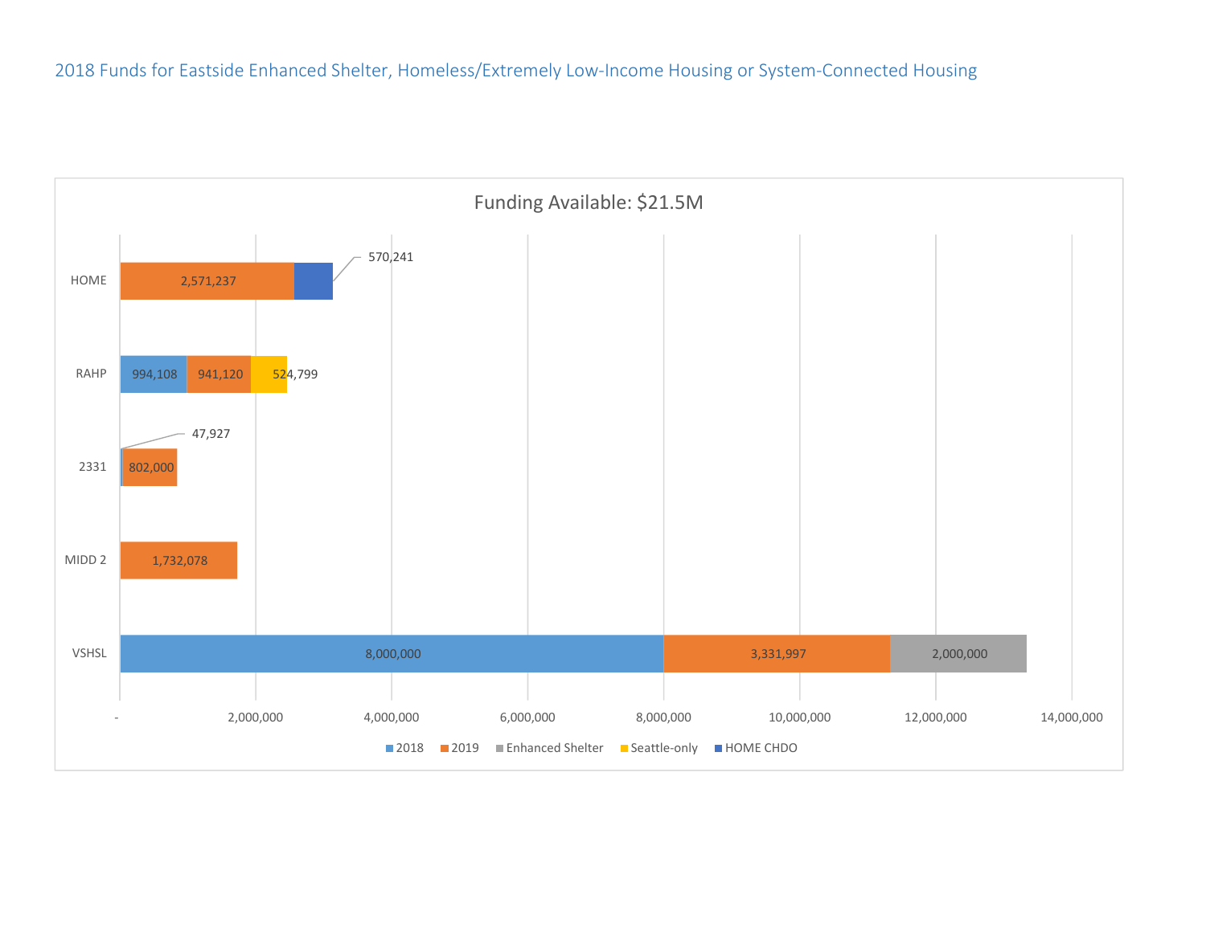2018 Funds for Eastside Enhanced Shelter, Homeless/Extremely Low-Income Housing or System-Connected Housing

Funding Available: $21.5M

| | 2018 | 2019 | Enhanced Shelter | Seattle-only | HOME CHDO |
|---|---|---|---|---|---|
| HOME | | 2,571,237 | | | 570,241 |
| RAHP | 994,108 | 941,120 | | 524,799 | |
| 2331 | 47,927 | 802,000 | | | |
| MIDD 2 | | 1,732,078 | | | |
| VSHSL | 8,000,000 | 3,331,997 | 2,000,000 | | |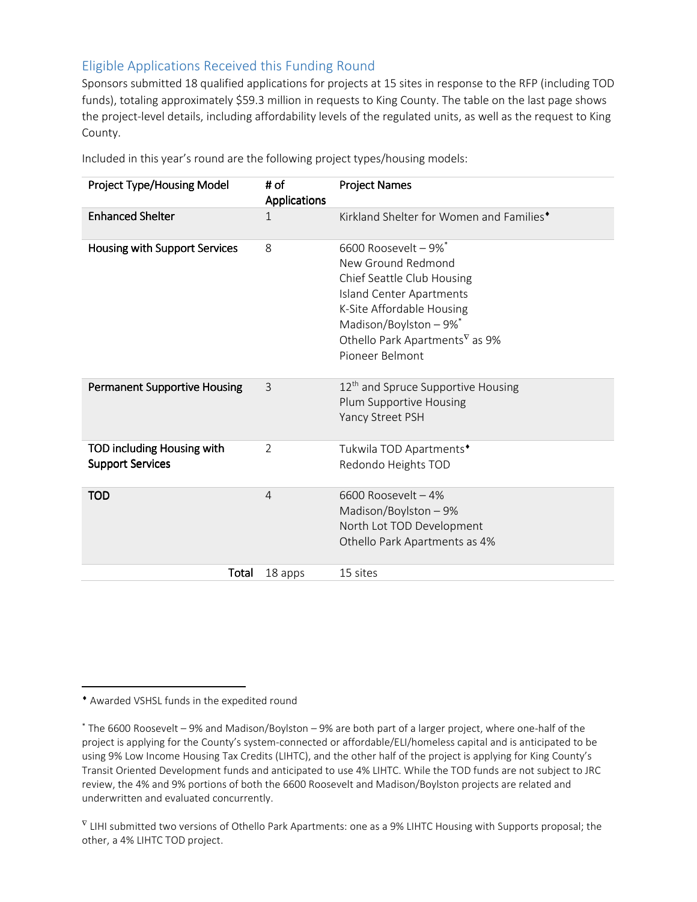## Eligible Applications Received this Funding Round

Sponsors submitted 18 qualified applications for projects at 15 sites in response to the RFP (including TOD funds), totaling approximately $59.3 million in requests to King County. The table on the last page shows the project-level details, including affordability levels of the regulated units, as well as the request to King County.

Included in this year's round are the following project types/housing models:

| Project Type/Housing Model | # of Applications | Project Names |
|---|---|---|
| Enhanced Shelter | 1 | Kirkland Shelter for Women and Families♦ |
| Housing with Support Services | 8 | 6600 Roosevelt – 9%* <br> New Ground Redmond <br> Chief Seattle Club Housing <br> Island Center Apartments <br> K-Site Affordable Housing <br> Madison/Boylston – 9%* <br> Othello Park Apartments∇ as 9% <br> Pioneer Belmont |
| Permanent Supportive Housing | 3 | 12th and Spruce Supportive Housing <br> Plum Supportive Housing <br> Yancy Street PSH |
| TOD including Housing with Support Services | 2 | Tukwila TOD Apartments♦ <br> Redondo Heights TOD |
| TOD | 4 | 6600 Roosevelt – 4% <br> Madison/Boylston – 9% <br> North Lot TOD Development <br> Othello Park Apartments as 4% |
| **Total** | 18 apps | 15 sites |

♦ Awarded VSHSL funds in the expedited round

* The 6600 Roosevelt – 9% and Madison/Boylston – 9% are both part of a larger project, where one-half of the project is applying for the County's system-connected or affordable/ELI/homeless capital and is anticipated to be using 9% Low Income Housing Tax Credits (LIHTC), and the other half of the project is applying for King County's Transit Oriented Development funds and anticipated to use 4% LIHTC. While the TOD funds are not subject to JRC review, the 4% and 9% portions of both the 6600 Roosevelt and Madison/Boylston projects are related and underwritten and evaluated concurrently.

∇ LIHI submitted two versions of Othello Park Apartments: one as a 9% LIHTC Housing with Supports proposal; the other, a 4% LIHTC TOD project.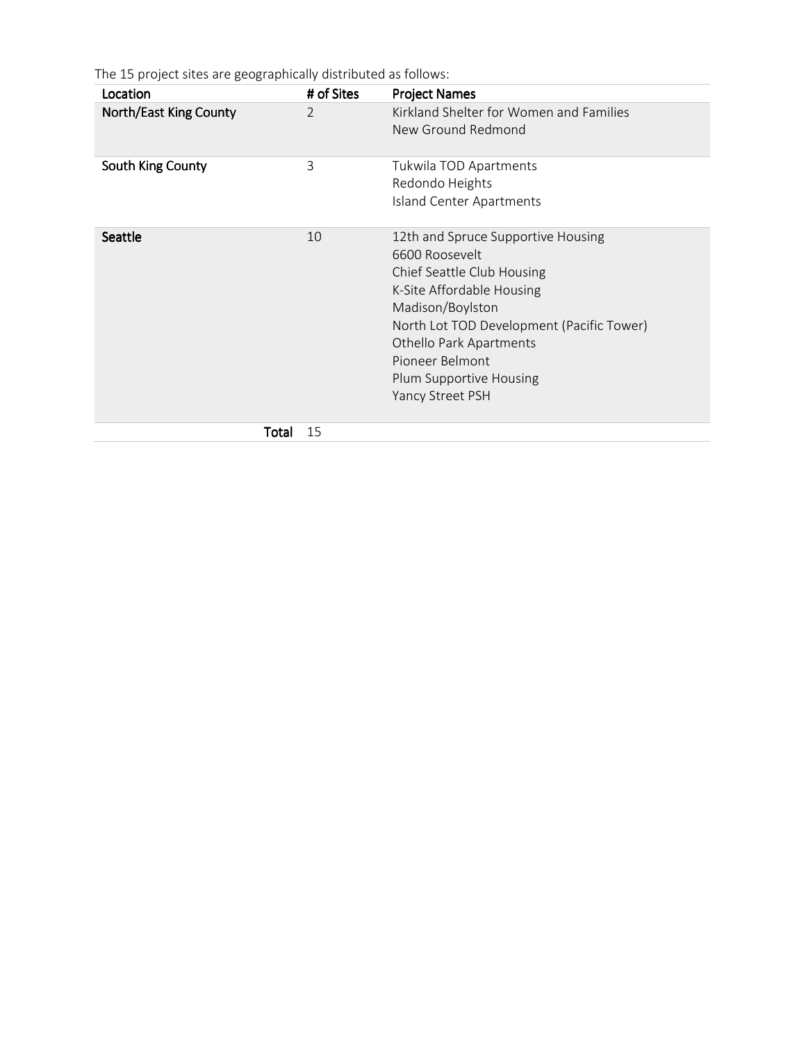The 15 project sites are geographically distributed as follows:

| Location | # of Sites | Project Names |
|---|---|---|
| North/East King County | 2 | Kirkland Shelter for Women and Families<br>New Ground Redmond |
| South King County | 3 | Tukwila TOD Apartments<br>Redondo Heights<br>Island Center Apartments |
| Seattle | 10 | 12th and Spruce Supportive Housing<br>6600 Roosevelt<br>Chief Seattle Club Housing<br>K-Site Affordable Housing<br>Madison/Boylston<br>North Lot TOD Development (Pacific Tower)<br>Othello Park Apartments<br>Pioneer Belmont<br>Plum Supportive Housing<br>Yancy Street PSH |
| Total | 15 | |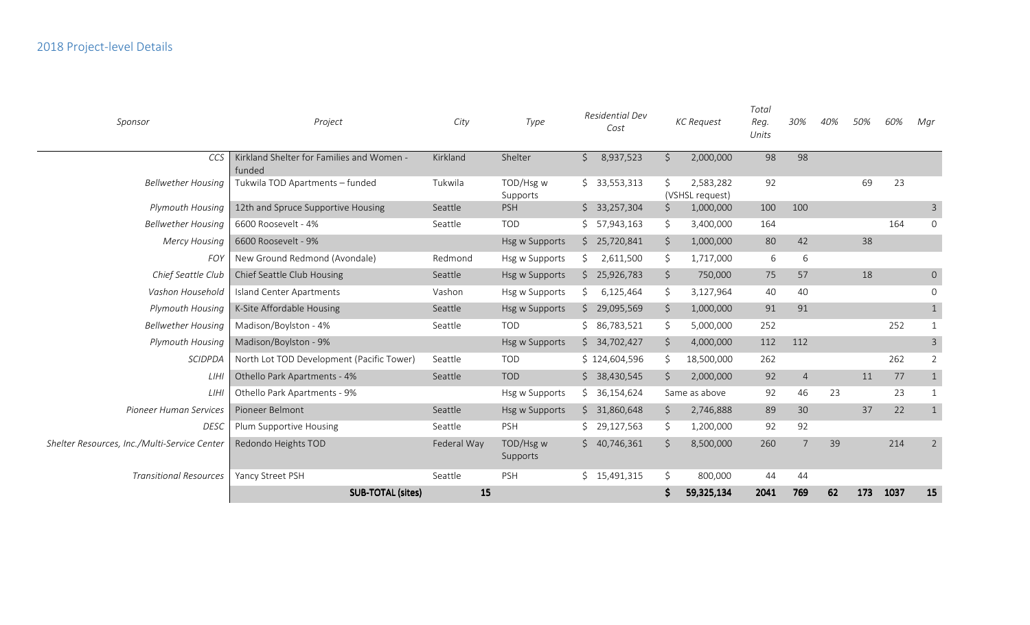## 2018 Project-level Details

| *Sponsor* | *Project* | *City* | *Type* | *Residential Dev Cost* | *KC Request* | *Total Reg. Units* | *30%* | *40%* | *50%* | *60%* | *Mgr* |
|---|---|---|---|---|---|---|---|---|---|---|---|
| *CCS* | Kirkland Shelter for Families and Women - funded | Kirkland | Shelter | $ 8,937,523 | $ 2,000,000 | 98 | 98 | | | | |
| *Bellwether Housing* | Tukwila TOD Apartments – funded | Tukwila | TOD/Hsg w Supports | $ 33,553,313 | $ 2,583,282 (VSHSL request) | 92 | | | 69 | 23 | |
| *Plymouth Housing* | 12th and Spruce Supportive Housing | Seattle | PSH | $ 33,257,304 | $ 1,000,000 | 100 | 100 | | | | 3 |
| *Bellwether Housing* | 6600 Roosevelt - 4% | Seattle | TOD | $ 57,943,163 | $ 3,400,000 | 164 | | | | 164 | 0 |
| *Mercy Housing* | 6600 Roosevelt - 9% | | Hsg w Supports | $ 25,720,841 | $ 1,000,000 | 80 | 42 | | 38 | | |
| *FOY* | New Ground Redmond (Avondale) | Redmond | Hsg w Supports | $ 2,611,500 | $ 1,717,000 | 6 | 6 | | | | |
| *Chief Seattle Club* | Chief Seattle Club Housing | Seattle | Hsg w Supports | $ 25,926,783 | $ 750,000 | 75 | 57 | | 18 | | 0 |
| *Vashon Household* | Island Center Apartments | Vashon | Hsg w Supports | $ 6,125,464 | $ 3,127,964 | 40 | 40 | | | | 0 |
| *Plymouth Housing* | K-Site Affordable Housing | Seattle | Hsg w Supports | $ 29,095,569 | $ 1,000,000 | 91 | 91 | | | | 1 |
| *Bellwether Housing* | Madison/Boylston - 4% | Seattle | TOD | $ 86,783,521 | $ 5,000,000 | 252 | | | | 252 | 1 |
| *Plymouth Housing* | Madison/Boylston - 9% | | Hsg w Supports | $ 34,702,427 | $ 4,000,000 | 112 | 112 | | | | 3 |
| *SCIDPDA* | North Lot TOD Development (Pacific Tower) | Seattle | TOD | $ 124,604,596 | $ 18,500,000 | 262 | | | | 262 | 2 |
| *LIHI* | Othello Park Apartments - 4% | Seattle | TOD | $ 38,430,545 | $ 2,000,000 | 92 | 4 | | 11 | 77 | 1 |
| *LIHI* | Othello Park Apartments - 9% | | Hsg w Supports | $ 36,154,624 | Same as above | 92 | 46 | 23 | | 23 | 1 |
| *Pioneer Human Services* | Pioneer Belmont | Seattle | Hsg w Supports | $ 31,860,648 | $ 2,746,888 | 89 | 30 | | 37 | 22 | 1 |
| *DESC* | Plum Supportive Housing | Seattle | PSH | $ 29,127,563 | $ 1,200,000 | 92 | 92 | | | | |
| *Shelter Resources, Inc./Multi-Service Center* | Redondo Heights TOD | Federal Way | TOD/Hsg w Supports | $ 40,746,361 | $ 8,500,000 | 260 | 7 | 39 | | 214 | 2 |
| *Transitional Resources* | Yancy Street PSH | Seattle | PSH | $ 15,491,315 | $ 800,000 | 44 | 44 | | | | |
| | **SUB-TOTAL (sites)** | **15** | | | **$ 59,325,134** | **2041** | **769** | **62** | **173** | **1037** | **15** |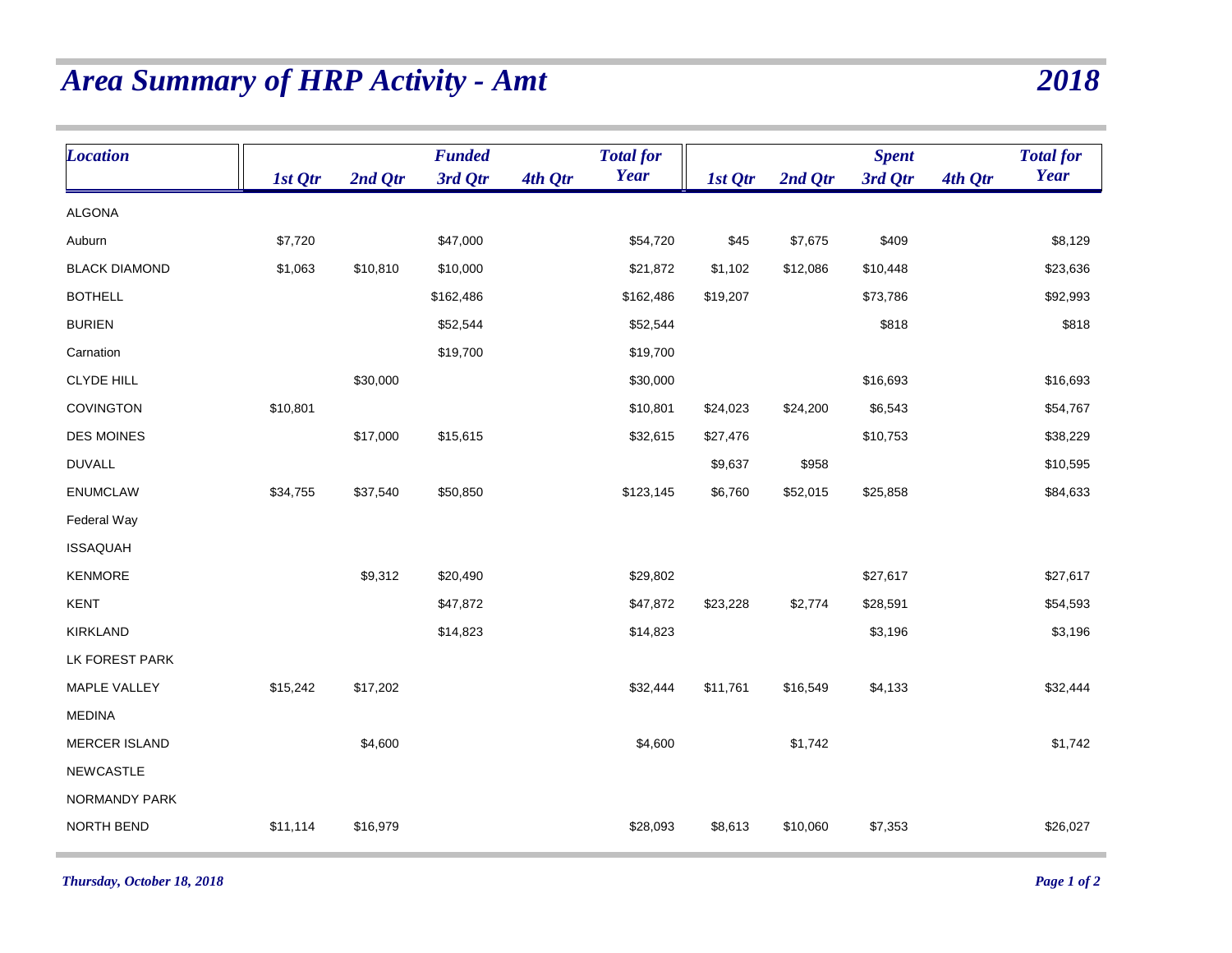# *Area Summary of HRP Activity - Amt* — *2018*

| Location | Funded 1st Qtr | Funded 2nd Qtr | Funded 3rd Qtr | Funded 4th Qtr | Funded Total for Year | Spent 1st Qtr | Spent 2nd Qtr | Spent 3rd Qtr | Spent 4th Qtr | Spent Total for Year |
|---|---|---|---|---|---|---|---|---|---|---|
| ALGONA | | | | | | | | | | |
| Auburn | $7,720 | | $47,000 | | $54,720 | $45 | $7,675 | $409 | | $8,129 |
| BLACK DIAMOND | $1,063 | $10,810 | $10,000 | | $21,872 | $1,102 | $12,086 | $10,448 | | $23,636 |
| BOTHELL | | | $162,486 | | $162,486 | $19,207 | | $73,786 | | $92,993 |
| BURIEN | | | $52,544 | | $52,544 | | | $818 | | $818 |
| Carnation | | | $19,700 | | $19,700 | | | | | |
| CLYDE HILL | | $30,000 | | | $30,000 | | | $16,693 | | $16,693 |
| COVINGTON | $10,801 | | | | $10,801 | $24,023 | $24,200 | $6,543 | | $54,767 |
| DES MOINES | | $17,000 | $15,615 | | $32,615 | $27,476 | | $10,753 | | $38,229 |
| DUVALL | | | | | | $9,637 | $958 | | | $10,595 |
| ENUMCLAW | $34,755 | $37,540 | $50,850 | | $123,145 | $6,760 | $52,015 | $25,858 | | $84,633 |
| Federal Way | | | | | | | | | | |
| ISSAQUAH | | | | | | | | | | |
| KENMORE | | $9,312 | $20,490 | | $29,802 | | | $27,617 | | $27,617 |
| KENT | | | $47,872 | | $47,872 | $23,228 | $2,774 | $28,591 | | $54,593 |
| KIRKLAND | | | $14,823 | | $14,823 | | | $3,196 | | $3,196 |
| LK FOREST PARK | | | | | | | | | | |
| MAPLE VALLEY | $15,242 | $17,202 | | | $32,444 | $11,761 | $16,549 | $4,133 | | $32,444 |
| MEDINA | | | | | | | | | | |
| MERCER ISLAND | | $4,600 | | | $4,600 | | $1,742 | | | $1,742 |
| NEWCASTLE | | | | | | | | | | |
| NORMANDY PARK | | | | | | | | | | |
| NORTH BEND | $11,114 | $16,979 | | | $28,093 | $8,613 | $10,060 | $7,353 | | $26,027 |

*Thursday, October 18, 2018*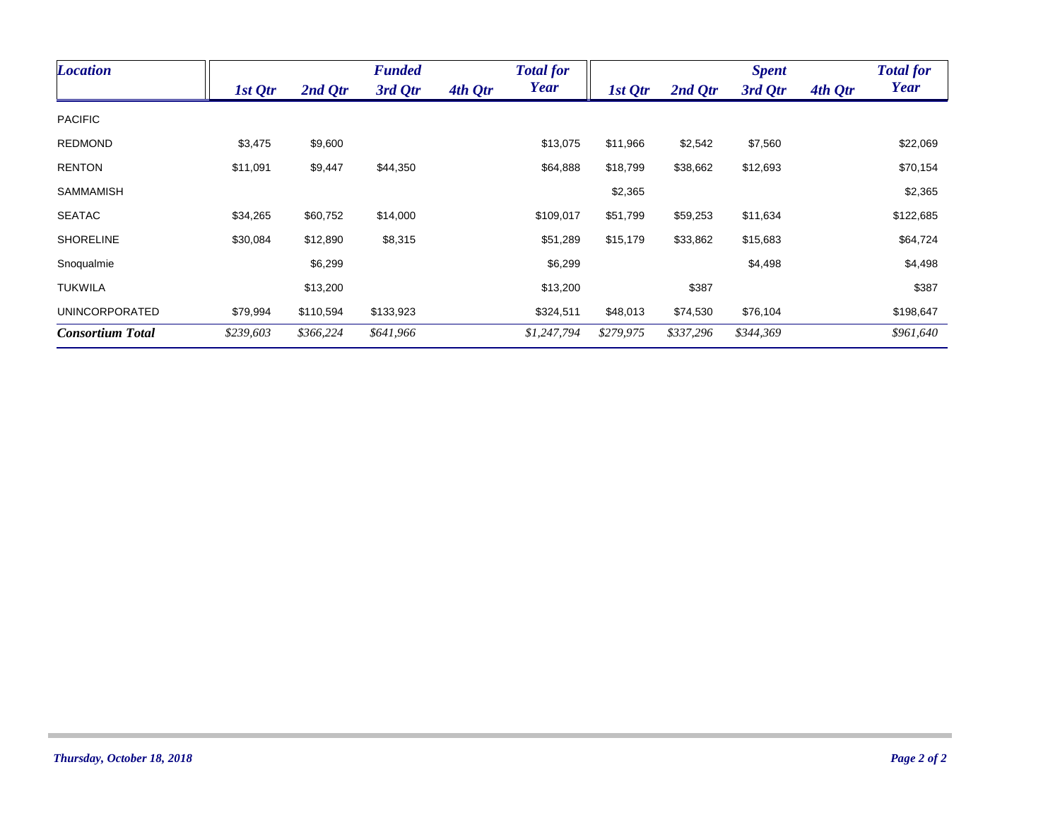| ***Location*** | ***Funded*** | | | | | ***Spent*** | | | | |
|---|---|---|---|---|---|---|---|---|---|---|
| | ***1st Qtr*** | ***2nd Qtr*** | ***3rd Qtr*** | ***4th Qtr*** | ***Total for Year*** | ***1st Qtr*** | ***2nd Qtr*** | ***3rd Qtr*** | ***4th Qtr*** | ***Total for Year*** |
| PACIFIC | | | | | | | | | | |
| REDMOND | $3,475 | $9,600 | | | $13,075 | $11,966 | $2,542 | $7,560 | | $22,069 |
| RENTON | $11,091 | $9,447 | $44,350 | | $64,888 | $18,799 | $38,662 | $12,693 | | $70,154 |
| SAMMAMISH | | | | | | $2,365 | | | | $2,365 |
| SEATAC | $34,265 | $60,752 | $14,000 | | $109,017 | $51,799 | $59,253 | $11,634 | | $122,685 |
| SHORELINE | $30,084 | $12,890 | $8,315 | | $51,289 | $15,179 | $33,862 | $15,683 | | $64,724 |
| Snoqualmie | | $6,299 | | | $6,299 | | | $4,498 | | $4,498 |
| TUKWILA | | $13,200 | | | $13,200 | | $387 | | | $387 |
| UNINCORPORATED | $79,994 | $110,594 | $133,923 | | $324,511 | $48,013 | $74,530 | $76,104 | | $198,647 |
| ***Consortium Total*** | *$239,603* | *$366,224* | *$641,966* | | *$1,247,794* | *$279,975* | *$337,296* | *$344,369* | | *$961,640* |

*Thursday, October 18, 2018*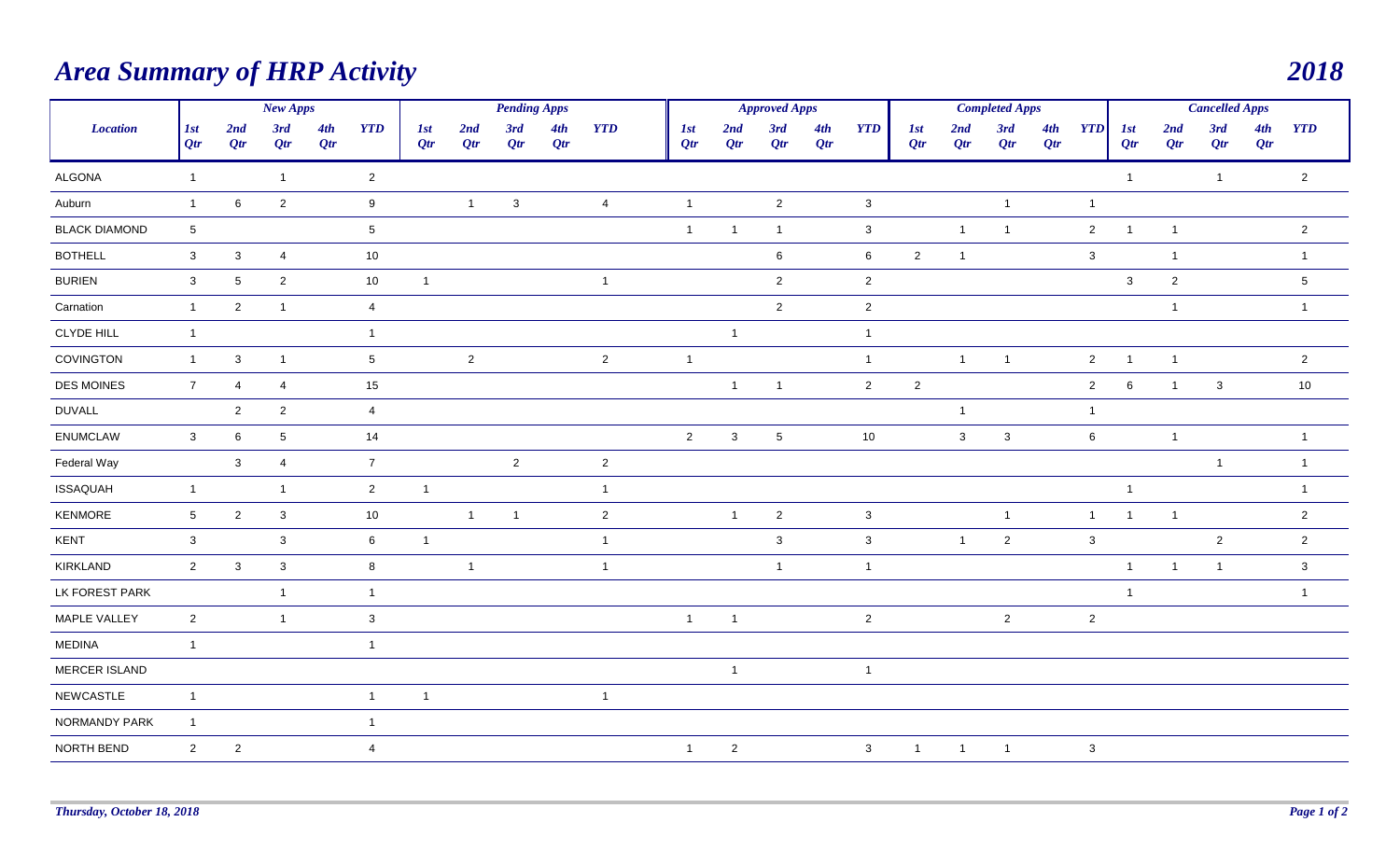# Area Summary of HRP Activity

## 2018

| Location | New Apps | | | | | Pending Apps | | | | | Approved Apps | | | | | Completed Apps | | | | | Cancelled Apps | | | | |
|---|---|---|---|---|---|---|---|---|---|---|---|---|---|---|---|---|---|---|---|---|---|---|---|---|---|
| | 1st Qtr | 2nd Qtr | 3rd Qtr | 4th Qtr | YTD | 1st Qtr | 2nd Qtr | 3rd Qtr | 4th Qtr | YTD | 1st Qtr | 2nd Qtr | 3rd Qtr | 4th Qtr | YTD | 1st Qtr | 2nd Qtr | 3rd Qtr | 4th Qtr | YTD | 1st Qtr | 2nd Qtr | 3rd Qtr | 4th Qtr | YTD |
| ALGONA | 1 | | 1 | | 2 | | | | | | | | | | | | | | | | 1 | | 1 | | 2 |
| Auburn | 1 | 6 | 2 | | 9 | | 1 | 3 | | 4 | 1 | | 2 | | 3 | | | 1 | | 1 | | | | | |
| BLACK DIAMOND | 5 | | | | 5 | | | | | | 1 | 1 | 1 | | 3 | | 1 | 1 | | 2 | 1 | 1 | | | 2 |
| BOTHELL | 3 | 3 | 4 | | 10 | | | | | | | | 6 | | 6 | 2 | 1 | | | 3 | | 1 | | | 1 |
| BURIEN | 3 | 5 | 2 | | 10 | 1 | | | | 1 | | | 2 | | 2 | | | | | | 3 | 2 | | | 5 |
| Carnation | 1 | 2 | 1 | | 4 | | | | | | | | 2 | | 2 | | | | | | | 1 | | | 1 |
| CLYDE HILL | 1 | | | | 1 | | | | | | | 1 | | | 1 | | | | | | | | | | |
| COVINGTON | 1 | 3 | 1 | | 5 | | 2 | | | 2 | 1 | | | | 1 | | 1 | 1 | | 2 | 1 | 1 | | | 2 |
| DES MOINES | 7 | 4 | 4 | | 15 | | | | | | | 1 | 1 | | 2 | 2 | | | | 2 | 6 | 1 | 3 | | 10 |
| DUVALL | | 2 | 2 | | 4 | | | | | | | | | | | | 1 | | | 1 | | | | | |
| ENUMCLAW | 3 | 6 | 5 | | 14 | | | | | | 2 | 3 | 5 | | 10 | | 3 | 3 | | 6 | | 1 | | | 1 |
| Federal Way | | 3 | 4 | | 7 | | | 2 | | 2 | | | | | | | | | | | | | 1 | | 1 |
| ISSAQUAH | 1 | | 1 | | 2 | 1 | | | | 1 | | | | | | | | | | | 1 | | | | 1 |
| KENMORE | 5 | 2 | 3 | | 10 | | 1 | 1 | | 2 | | 1 | 2 | | 3 | | | 1 | | 1 | 1 | 1 | | | 2 |
| KENT | 3 | | 3 | | 6 | 1 | | | | 1 | | | 3 | | 3 | | 1 | 2 | | 3 | | | 2 | | 2 |
| KIRKLAND | 2 | 3 | 3 | | 8 | | 1 | | | 1 | | | 1 | | 1 | | | | | | 1 | 1 | 1 | | 3 |
| LK FOREST PARK | | | 1 | | 1 | | | | | | | | | | | | | | | | 1 | | | | 1 |
| MAPLE VALLEY | 2 | | 1 | | 3 | | | | | | 1 | 1 | | | 2 | | | 2 | | 2 | | | | | |
| MEDINA | 1 | | | | 1 | | | | | | | | | | | | | | | | | | | | |
| MERCER ISLAND | | | | | | | | | | | | 1 | | | 1 | | | | | | | | | | |
| NEWCASTLE | 1 | | | | 1 | 1 | | | | 1 | | | | | | | | | | | | | | | |
| NORMANDY PARK | 1 | | | | 1 | | | | | | | | | | | | | | | | | | | | |
| NORTH BEND | 2 | 2 | | | 4 | | | | | | 1 | 2 | | | 3 | 1 | 1 | 1 | | 3 | | | | | |

*Thursday, October 18, 2018*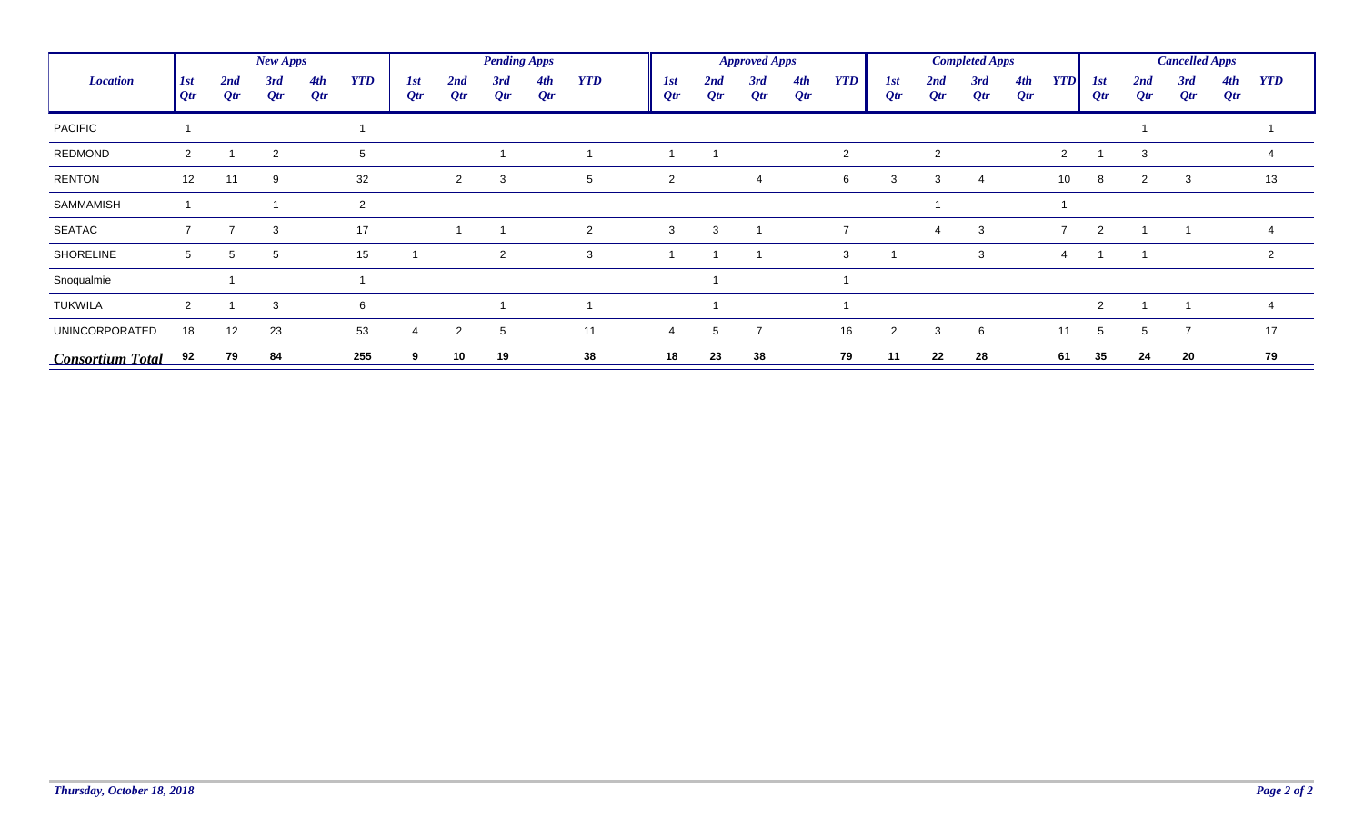| *Location* | *New Apps* | | | | | *Pending Apps* | | | | | *Approved Apps* | | | | | *Completed Apps* | | | | | *Cancelled Apps* | | | | |
|---|---|---|---|---|---|---|---|---|---|---|---|---|---|---|---|---|---|---|---|---|---|---|---|---|---|
| | *1st Qtr* | *2nd Qtr* | *3rd Qtr* | *4th Qtr* | *YTD* | *1st Qtr* | *2nd Qtr* | *3rd Qtr* | *4th Qtr* | *YTD* | *1st Qtr* | *2nd Qtr* | *3rd Qtr* | *4th Qtr* | *YTD* | *1st Qtr* | *2nd Qtr* | *3rd Qtr* | *4th Qtr* | *YTD* | *1st Qtr* | *2nd Qtr* | *3rd Qtr* | *4th Qtr* | *YTD* |
| PACIFIC | 1 | | | | 1 | | | | | | | | | | | | | | | | | 1 | | | 1 |
| REDMOND | 2 | 1 | 2 | | 5 | | | 1 | | 1 | 1 | 1 | | | 2 | | 2 | | | 2 | 1 | 3 | | | 4 |
| RENTON | 12 | 11 | 9 | | 32 | | 2 | 3 | | 5 | 2 | | 4 | | 6 | 3 | 3 | 4 | | 10 | 8 | 2 | 3 | | 13 |
| SAMMAMISH | 1 | | 1 | | 2 | | | | | | | | | | | | 1 | | | 1 | | | | | |
| SEATAC | 7 | 7 | 3 | | 17 | | 1 | 1 | | 2 | 3 | 3 | 1 | | 7 | | 4 | 3 | | 7 | 2 | 1 | 1 | | 4 |
| SHORELINE | 5 | 5 | 5 | | 15 | 1 | | 2 | | 3 | 1 | 1 | 1 | | 3 | 1 | | 3 | | 4 | 1 | 1 | | | 2 |
| Snoqualmie | | 1 | | | 1 | | | | | | | 1 | | | 1 | | | | | | | | | | |
| TUKWILA | 2 | 1 | 3 | | 6 | | | 1 | | 1 | | 1 | | | 1 | | | | | | 2 | 1 | 1 | | 4 |
| UNINCORPORATED | 18 | 12 | 23 | | 53 | 4 | 2 | 5 | | 11 | 4 | 5 | 7 | | 16 | 2 | 3 | 6 | | 11 | 5 | 5 | 7 | | 17 |
| ***Consortium Total*** | **92** | **79** | **84** | | **255** | **9** | **10** | **19** | | **38** | **18** | **23** | **38** | | **79** | **11** | **22** | **28** | | **61** | **35** | **24** | **20** | | **79** |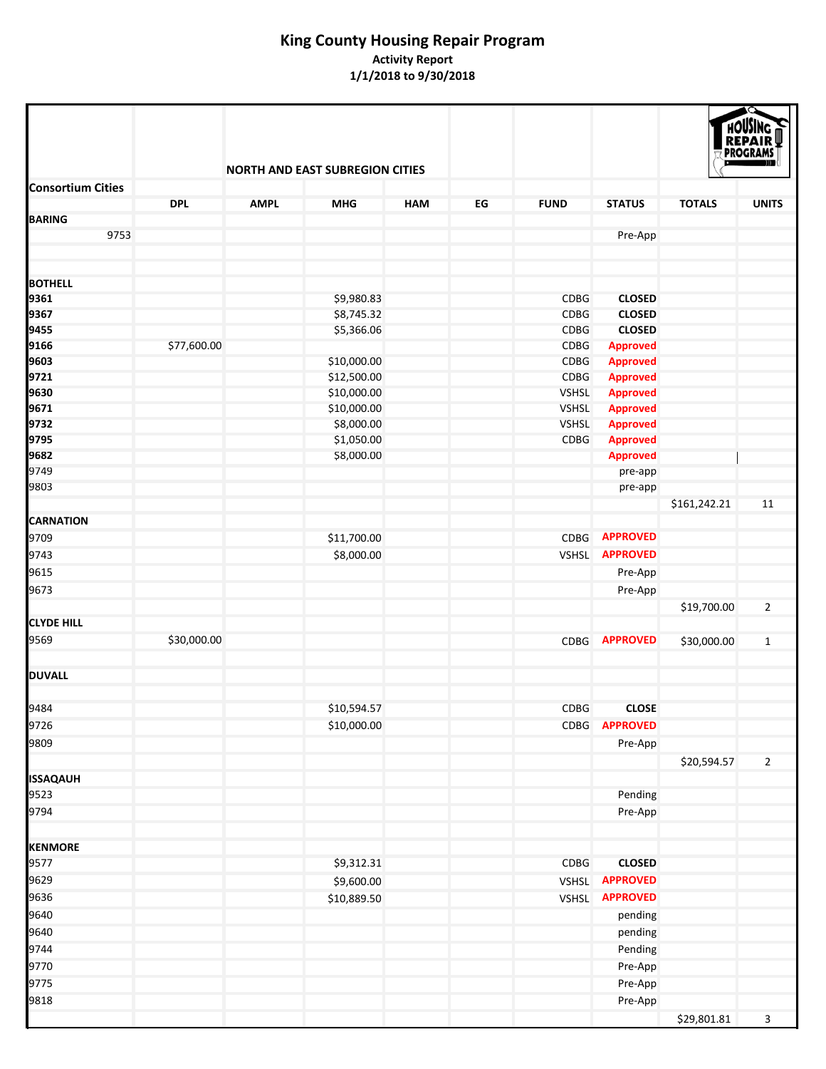# King County Housing Repair Program

**Activity Report**

**1/1/2018 to 9/30/2018**

**NORTH AND EAST SUBREGION CITIES**

| Consortium Cities | DPL | AMPL | MHG | HAM | EG | FUND | STATUS | TOTALS | UNITS |
|---|---|---|---|---|---|---|---|---|---|
| **BARING** | | | | | | | | | |
| 9753 | | | | | | | Pre-App | | |
| **BOTHELL** | | | | | | | | | |
| **9361** | | | $9,980.83 | | | CDBG | **CLOSED** | | |
| **9367** | | | $8,745.32 | | | CDBG | **CLOSED** | | |
| **9455** | | | $5,366.06 | | | CDBG | **CLOSED** | | |
| **9166** | $77,600.00 | | | | | CDBG | **Approved** | | |
| **9603** | | | $10,000.00 | | | CDBG | **Approved** | | |
| **9721** | | | $12,500.00 | | | CDBG | **Approved** | | |
| **9630** | | | $10,000.00 | | | VSHSL | **Approved** | | |
| **9671** | | | $10,000.00 | | | VSHSL | **Approved** | | |
| **9732** | | | $8,000.00 | | | VSHSL | **Approved** | | |
| **9795** | | | $1,050.00 | | | CDBG | **Approved** | | |
| **9682** | | | $8,000.00 | | | | **Approved** | | |
| 9749 | | | | | | | pre-app | | |
| 9803 | | | | | | | pre-app | | |
| | | | | | | | | $161,242.21 | 11 |
| **CARNATION** | | | | | | | | | |
| 9709 | | | $11,700.00 | | | CDBG | **APPROVED** | | |
| 9743 | | | $8,000.00 | | | VSHSL | **APPROVED** | | |
| 9615 | | | | | | | Pre-App | | |
| 9673 | | | | | | | Pre-App | | |
| | | | | | | | | $19,700.00 | 2 |
| **CLYDE HILL** | | | | | | | | | |
| 9569 | $30,000.00 | | | | | CDBG | **APPROVED** | $30,000.00 | 1 |
| **DUVALL** | | | | | | | | | |
| 9484 | | | $10,594.57 | | | CDBG | **CLOSE** | | |
| 9726 | | | $10,000.00 | | | CDBG | **APPROVED** | | |
| 9809 | | | | | | | Pre-App | | |
| | | | | | | | | $20,594.57 | 2 |
| **ISSAQAUH** | | | | | | | | | |
| 9523 | | | | | | | Pending | | |
| 9794 | | | | | | | Pre-App | | |
| **KENMORE** | | | | | | | | | |
| 9577 | | | $9,312.31 | | | CDBG | **CLOSED** | | |
| 9629 | | | $9,600.00 | | | VSHSL | **APPROVED** | | |
| 9636 | | | $10,889.50 | | | VSHSL | **APPROVED** | | |
| 9640 | | | | | | | pending | | |
| 9640 | | | | | | | pending | | |
| 9744 | | | | | | | Pending | | |
| 9770 | | | | | | | Pre-App | | |
| 9775 | | | | | | | Pre-App | | |
| 9818 | | | | | | | Pre-App | | |
| | | | | | | | | $29,801.81 | 3 |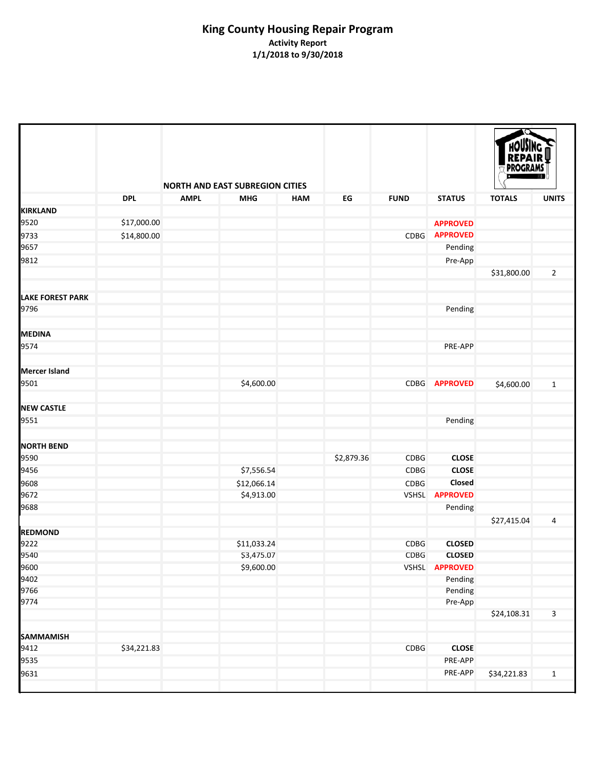# King County Housing Repair Program

**Activity Report**
**1/1/2018 to 9/30/2018**

**NORTH AND EAST SUBREGION CITIES**

| | DPL | AMPL | MHG | HAM | EG | FUND | STATUS | TOTALS | UNITS |
|---|---|---|---|---|---|---|---|---|---|
| **KIRKLAND** | | | | | | | | | |
| 9520 | $17,000.00 | | | | | | **APPROVED** | | |
| 9733 | $14,800.00 | | | | | CDBG | **APPROVED** | | |
| 9657 | | | | | | | Pending | | |
| 9812 | | | | | | | Pre-App | | |
| | | | | | | | | $31,800.00 | 2 |
| **LAKE FOREST PARK** | | | | | | | | | |
| 9796 | | | | | | | Pending | | |
| **MEDINA** | | | | | | | | | |
| 9574 | | | | | | | PRE-APP | | |
| **Mercer Island** | | | | | | | | | |
| 9501 | | | $4,600.00 | | | CDBG | **APPROVED** | $4,600.00 | 1 |
| **NEW CASTLE** | | | | | | | | | |
| 9551 | | | | | | | Pending | | |
| **NORTH BEND** | | | | | | | | | |
| 9590 | | | | | $2,879.36 | CDBG | **CLOSE** | | |
| 9456 | | | $7,556.54 | | | CDBG | **CLOSE** | | |
| 9608 | | | $12,066.14 | | | CDBG | **Closed** | | |
| 9672 | | | $4,913.00 | | | VSHSL | **APPROVED** | | |
| 9688 | | | | | | | Pending | | |
| | | | | | | | | $27,415.04 | 4 |
| **REDMOND** | | | | | | | | | |
| 9222 | | | $11,033.24 | | | CDBG | **CLOSED** | | |
| 9540 | | | $3,475.07 | | | CDBG | **CLOSED** | | |
| 9600 | | | $9,600.00 | | | VSHSL | **APPROVED** | | |
| 9402 | | | | | | | Pending | | |
| 9766 | | | | | | | Pending | | |
| 9774 | | | | | | | Pre-App | | |
| | | | | | | | | $24,108.31 | 3 |
| **SAMMAMISH** | | | | | | | | | |
| 9412 | $34,221.83 | | | | | CDBG | **CLOSE** | | |
| 9535 | | | | | | | PRE-APP | | |
| 9631 | | | | | | | PRE-APP | $34,221.83 | 1 |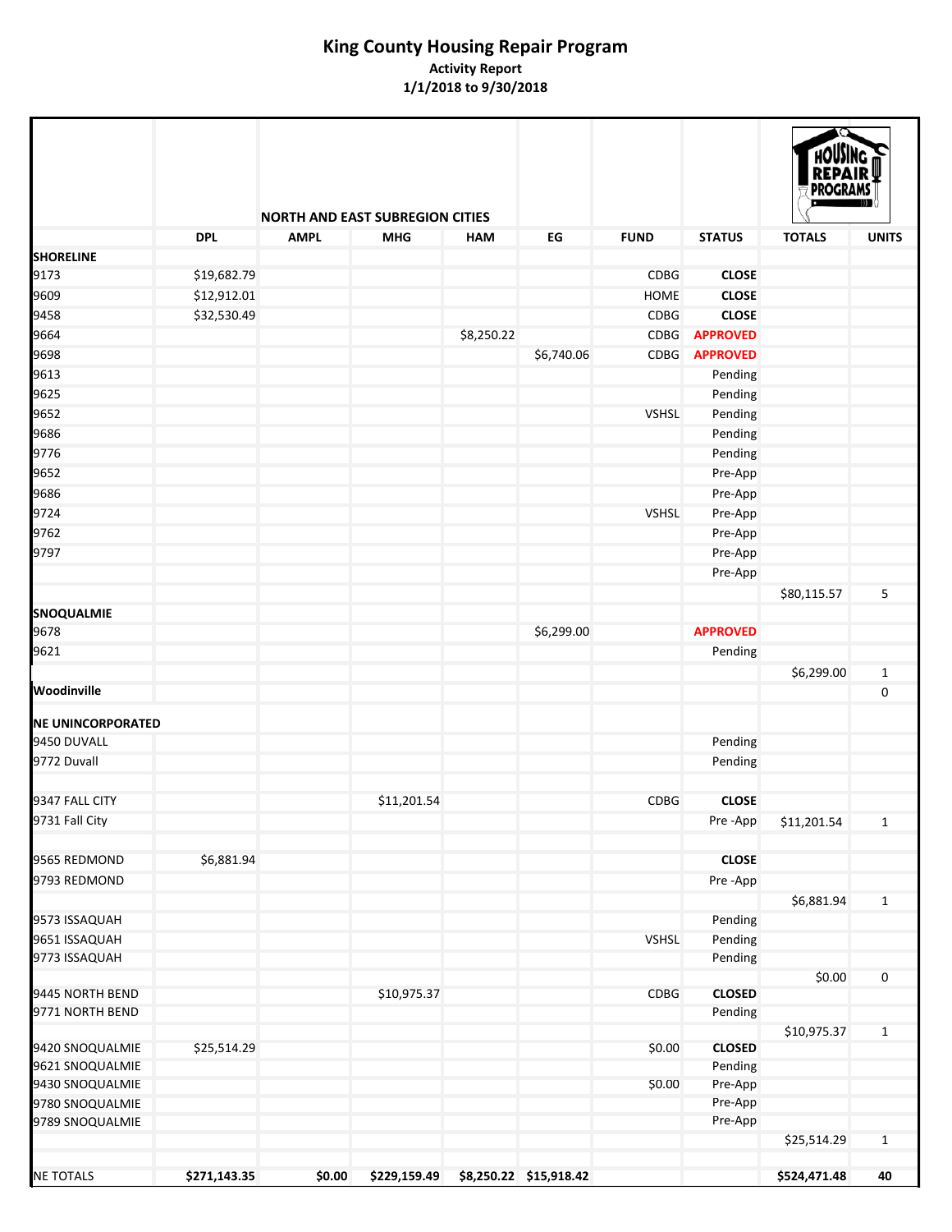# King County Housing Repair Program

**Activity Report**

**1/1/2018 to 9/30/2018**

| | DPL | AMPL | MHG | HAM | EG | FUND | STATUS | TOTALS | UNITS |
|---|---|---|---|---|---|---|---|---|---|
| | | NORTH AND EAST SUBREGION CITIES | | | | | | | |
| **SHORELINE** | | | | | | | | | |
| 9173 | $19,682.79 | | | | | CDBG | **CLOSE** | | |
| 9609 | $12,912.01 | | | | | HOME | **CLOSE** | | |
| 9458 | $32,530.49 | | | | | CDBG | **CLOSE** | | |
| 9664 | | | | $8,250.22 | | CDBG | **APPROVED** | | |
| 9698 | | | | | $6,740.06 | CDBG | **APPROVED** | | |
| 9613 | | | | | | | Pending | | |
| 9625 | | | | | | | Pending | | |
| 9652 | | | | | | VSHSL | Pending | | |
| 9686 | | | | | | | Pending | | |
| 9776 | | | | | | | Pending | | |
| 9652 | | | | | | | Pre-App | | |
| 9686 | | | | | | | Pre-App | | |
| 9724 | | | | | | VSHSL | Pre-App | | |
| 9762 | | | | | | | Pre-App | | |
| 9797 | | | | | | | Pre-App | | |
| | | | | | | | Pre-App | | |
| | | | | | | | | $80,115.57 | 5 |
| **SNOQUALMIE** | | | | | | | | | |
| 9678 | | | | | $6,299.00 | | **APPROVED** | | |
| 9621 | | | | | | | Pending | | |
| | | | | | | | | $6,299.00 | 1 |
| **Woodinville** | | | | | | | | | 0 |
| **NE UNINCORPORATED** | | | | | | | | | |
| 9450 DUVALL | | | | | | | Pending | | |
| 9772 Duvall | | | | | | | Pending | | |
| 9347 FALL CITY | | | $11,201.54 | | | CDBG | **CLOSE** | | |
| 9731 Fall City | | | | | | | Pre -App | $11,201.54 | 1 |
| 9565 REDMOND | $6,881.94 | | | | | | **CLOSE** | | |
| 9793 REDMOND | | | | | | | Pre -App | | |
| | | | | | | | | $6,881.94 | 1 |
| 9573 ISSAQUAH | | | | | | | Pending | | |
| 9651 ISSAQUAH | | | | | | VSHSL | Pending | | |
| 9773 ISSAQUAH | | | | | | | Pending | | |
| | | | | | | | | $0.00 | 0 |
| 9445 NORTH BEND | | | $10,975.37 | | | CDBG | **CLOSED** | | |
| 9771 NORTH BEND | | | | | | | Pending | | |
| | | | | | | | | $10,975.37 | 1 |
| 9420 SNOQUALMIE | $25,514.29 | | | | | $0.00 | **CLOSED** | | |
| 9621 SNOQUALMIE | | | | | | | Pending | | |
| 9430 SNOQUALMIE | | | | | | $0.00 | Pre-App | | |
| 9780 SNOQUALMIE | | | | | | | Pre-App | | |
| 9789 SNOQUALMIE | | | | | | | Pre-App | | |
| | | | | | | | | $25,514.29 | 1 |
| NE TOTALS | **$271,143.35** | **$0.00** | **$229,159.49** | **$8,250.22** | **$15,918.42** | | | **$524,471.48** | **40** |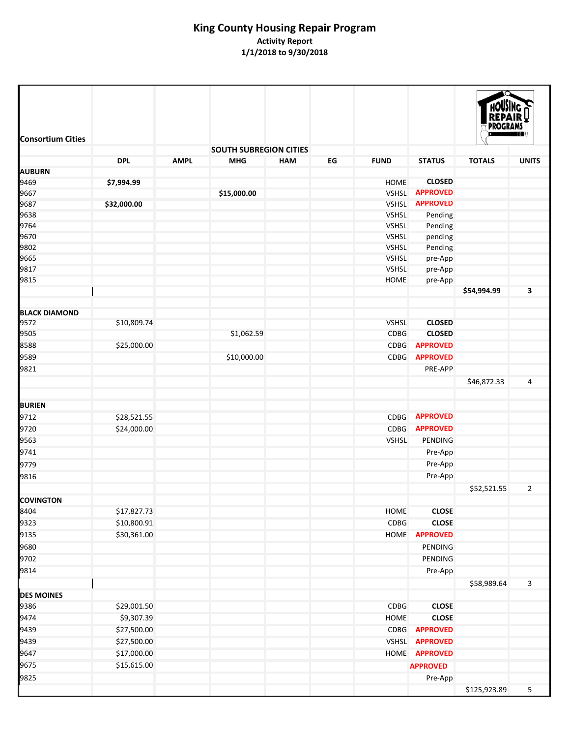# King County Housing Repair Program

**Activity Report**

**1/1/2018 to 9/30/2018**

| Consortium Cities | | | | | | | | | |
|---|---|---|---|---|---|---|---|---|---|
| | | | SOUTH SUBREGION CITIES | | | | | | |
| | DPL | AMPL | MHG | HAM | EG | FUND | STATUS | TOTALS | UNITS |
| **AUBURN** | | | | | | | | | |
| 9469 | **$7,994.99** | | | | | HOME | **CLOSED** | | |
| 9667 | | | **$15,000.00** | | | VSHSL | **APPROVED** | | |
| 9687 | **$32,000.00** | | | | | VSHSL | **APPROVED** | | |
| 9638 | | | | | | VSHSL | Pending | | |
| 9764 | | | | | | VSHSL | Pending | | |
| 9670 | | | | | | VSHSL | pending | | |
| 9802 | | | | | | VSHSL | Pending | | |
| 9665 | | | | | | VSHSL | pre-App | | |
| 9817 | | | | | | VSHSL | pre-App | | |
| 9815 | | | | | | HOME | pre-App | | |
| | | | | | | | | **$54,994.99** | **3** |
| **BLACK DIAMOND** | | | | | | | | | |
| 9572 | $10,809.74 | | | | | VSHSL | **CLOSED** | | |
| 9505 | | | $1,062.59 | | | CDBG | **CLOSED** | | |
| 8588 | $25,000.00 | | | | | CDBG | **APPROVED** | | |
| 9589 | | | $10,000.00 | | | CDBG | **APPROVED** | | |
| 9821 | | | | | | | PRE-APP | | |
| | | | | | | | | $46,872.33 | 4 |
| **BURIEN** | | | | | | | | | |
| 9712 | $28,521.55 | | | | | CDBG | **APPROVED** | | |
| 9720 | $24,000.00 | | | | | CDBG | **APPROVED** | | |
| 9563 | | | | | | VSHSL | PENDING | | |
| 9741 | | | | | | | Pre-App | | |
| 9779 | | | | | | | Pre-App | | |
| 9816 | | | | | | | Pre-App | | |
| | | | | | | | | $52,521.55 | 2 |
| **COVINGTON** | | | | | | | | | |
| 8404 | $17,827.73 | | | | | HOME | **CLOSE** | | |
| 9323 | $10,800.91 | | | | | CDBG | **CLOSE** | | |
| 9135 | $30,361.00 | | | | | HOME | **APPROVED** | | |
| 9680 | | | | | | | PENDING | | |
| 9702 | | | | | | | PENDING | | |
| 9814 | | | | | | | Pre-App | | |
| | | | | | | | | $58,989.64 | 3 |
| **DES MOINES** | | | | | | | | | |
| 9386 | $29,001.50 | | | | | CDBG | **CLOSE** | | |
| 9474 | $9,307.39 | | | | | HOME | **CLOSE** | | |
| 9439 | $27,500.00 | | | | | CDBG | **APPROVED** | | |
| 9439 | $27,500.00 | | | | | VSHSL | **APPROVED** | | |
| 9647 | $17,000.00 | | | | | HOME | **APPROVED** | | |
| 9675 | $15,615.00 | | | | | | **APPROVED** | | |
| 9825 | | | | | | | Pre-App | | |
| | | | | | | | | $125,923.89 | 5 |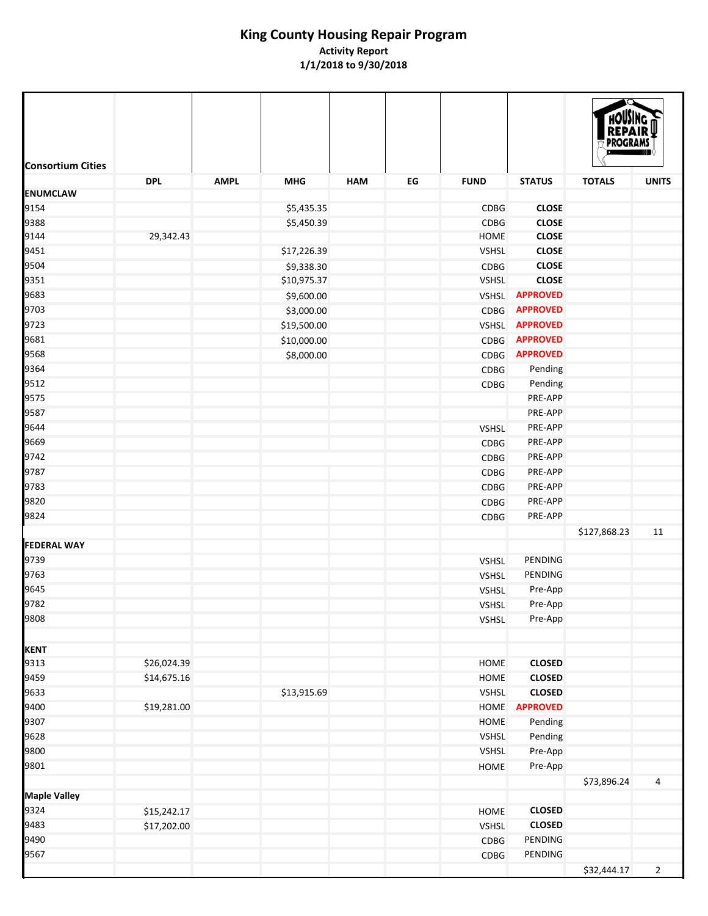# King County Housing Repair Program

**Activity Report**
**1/1/2018 to 9/30/2018**

| Consortium Cities | DPL | AMPL | MHG | HAM | EG | FUND | STATUS | TOTALS | UNITS |
|---|---|---|---|---|---|---|---|---|---|
| **ENUMCLAW** | | | | | | | | | |
| 9154 | | | $5,435.35 | | | CDBG | **CLOSE** | | |
| 9388 | | | $5,450.39 | | | CDBG | **CLOSE** | | |
| 9144 | 29,342.43 | | | | | HOME | **CLOSE** | | |
| 9451 | | | $17,226.39 | | | VSHSL | **CLOSE** | | |
| 9504 | | | $9,338.30 | | | CDBG | **CLOSE** | | |
| 9351 | | | $10,975.37 | | | VSHSL | **CLOSE** | | |
| 9683 | | | $9,600.00 | | | VSHSL | **APPROVED** | | |
| 9703 | | | $3,000.00 | | | CDBG | **APPROVED** | | |
| 9723 | | | $19,500.00 | | | VSHSL | **APPROVED** | | |
| 9681 | | | $10,000.00 | | | CDBG | **APPROVED** | | |
| 9568 | | | $8,000.00 | | | CDBG | **APPROVED** | | |
| 9364 | | | | | | CDBG | Pending | | |
| 9512 | | | | | | CDBG | Pending | | |
| 9575 | | | | | | | PRE-APP | | |
| 9587 | | | | | | | PRE-APP | | |
| 9644 | | | | | | VSHSL | PRE-APP | | |
| 9669 | | | | | | CDBG | PRE-APP | | |
| 9742 | | | | | | CDBG | PRE-APP | | |
| 9787 | | | | | | CDBG | PRE-APP | | |
| 9783 | | | | | | CDBG | PRE-APP | | |
| 9820 | | | | | | CDBG | PRE-APP | | |
| 9824 | | | | | | CDBG | PRE-APP | | |
| | | | | | | | | $127,868.23 | 11 |
| **FEDERAL WAY** | | | | | | | | | |
| 9739 | | | | | | VSHSL | PENDING | | |
| 9763 | | | | | | VSHSL | PENDING | | |
| 9645 | | | | | | VSHSL | Pre-App | | |
| 9782 | | | | | | VSHSL | Pre-App | | |
| 9808 | | | | | | VSHSL | Pre-App | | |
| | | | | | | | | | |
| **KENT** | | | | | | | | | |
| 9313 | $26,024.39 | | | | | HOME | **CLOSED** | | |
| 9459 | $14,675.16 | | | | | HOME | **CLOSED** | | |
| 9633 | | | $13,915.69 | | | VSHSL | **CLOSED** | | |
| 9400 | $19,281.00 | | | | | HOME | **APPROVED** | | |
| 9307 | | | | | | HOME | Pending | | |
| 9628 | | | | | | VSHSL | Pending | | |
| 9800 | | | | | | VSHSL | Pre-App | | |
| 9801 | | | | | | HOME | Pre-App | | |
| | | | | | | | | $73,896.24 | 4 |
| **Maple Valley** | | | | | | | | | |
| 9324 | $15,242.17 | | | | | HOME | **CLOSED** | | |
| 9483 | $17,202.00 | | | | | VSHSL | **CLOSED** | | |
| 9490 | | | | | | CDBG | PENDING | | |
| 9567 | | | | | | CDBG | PENDING | | |
| | | | | | | | | $32,444.17 | 2 |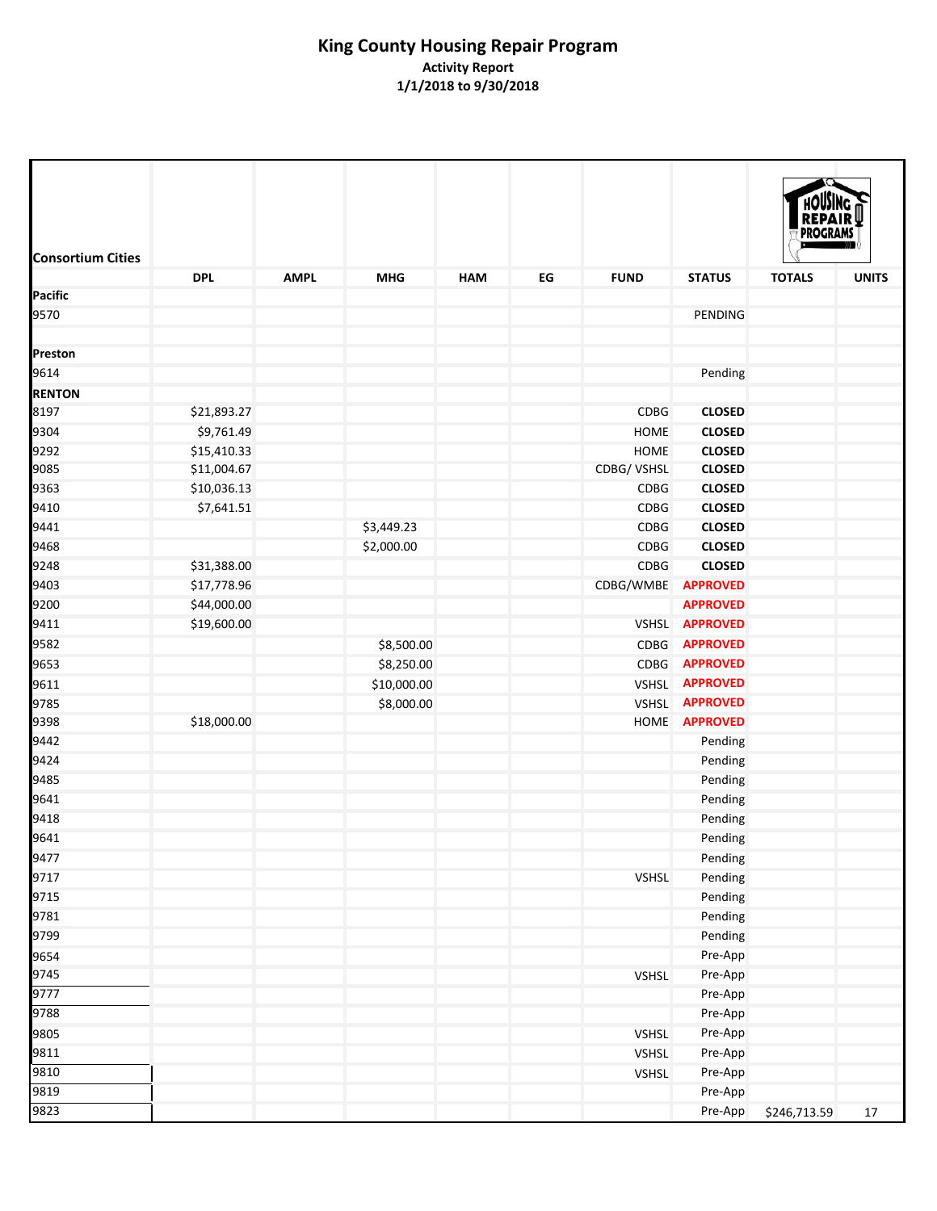# King County Housing Repair Program

**Activity Report**
**1/1/2018 to 9/30/2018**

| Consortium Cities | DPL | AMPL | MHG | HAM | EG | FUND | STATUS | TOTALS | UNITS |
|---|---|---|---|---|---|---|---|---|---|
| **Pacific** | | | | | | | | | |
| 9570 | | | | | | | PENDING | | |
| | | | | | | | | | |
| **Preston** | | | | | | | | | |
| 9614 | | | | | | | Pending | | |
| **RENTON** | | | | | | | | | |
| 8197 | $21,893.27 | | | | | CDBG | **CLOSED** | | |
| 9304 | $9,761.49 | | | | | HOME | **CLOSED** | | |
| 9292 | $15,410.33 | | | | | HOME | **CLOSED** | | |
| 9085 | $11,004.67 | | | | | CDBG/ VSHSL | **CLOSED** | | |
| 9363 | $10,036.13 | | | | | CDBG | **CLOSED** | | |
| 9410 | $7,641.51 | | | | | CDBG | **CLOSED** | | |
| 9441 | | | $3,449.23 | | | CDBG | **CLOSED** | | |
| 9468 | | | $2,000.00 | | | CDBG | **CLOSED** | | |
| 9248 | $31,388.00 | | | | | CDBG | **CLOSED** | | |
| 9403 | $17,778.96 | | | | | CDBG/WMBE | **APPROVED** | | |
| 9200 | $44,000.00 | | | | | | **APPROVED** | | |
| 9411 | $19,600.00 | | | | | VSHSL | **APPROVED** | | |
| 9582 | | | $8,500.00 | | | CDBG | **APPROVED** | | |
| 9653 | | | $8,250.00 | | | CDBG | **APPROVED** | | |
| 9611 | | | $10,000.00 | | | VSHSL | **APPROVED** | | |
| 9785 | | | $8,000.00 | | | VSHSL | **APPROVED** | | |
| 9398 | $18,000.00 | | | | | HOME | **APPROVED** | | |
| 9442 | | | | | | | Pending | | |
| 9424 | | | | | | | Pending | | |
| 9485 | | | | | | | Pending | | |
| 9641 | | | | | | | Pending | | |
| 9418 | | | | | | | Pending | | |
| 9641 | | | | | | | Pending | | |
| 9477 | | | | | | | Pending | | |
| 9717 | | | | | | VSHSL | Pending | | |
| 9715 | | | | | | | Pending | | |
| 9781 | | | | | | | Pending | | |
| 9799 | | | | | | | Pending | | |
| 9654 | | | | | | | Pre-App | | |
| 9745 | | | | | | VSHSL | Pre-App | | |
| 9777 | | | | | | | Pre-App | | |
| 9788 | | | | | | | Pre-App | | |
| 9805 | | | | | | VSHSL | Pre-App | | |
| 9811 | | | | | | VSHSL | Pre-App | | |
| 9810 | | | | | | VSHSL | Pre-App | | |
| 9819 | | | | | | | Pre-App | | |
| 9823 | | | | | | | Pre-App | $246,713.59 | 17 |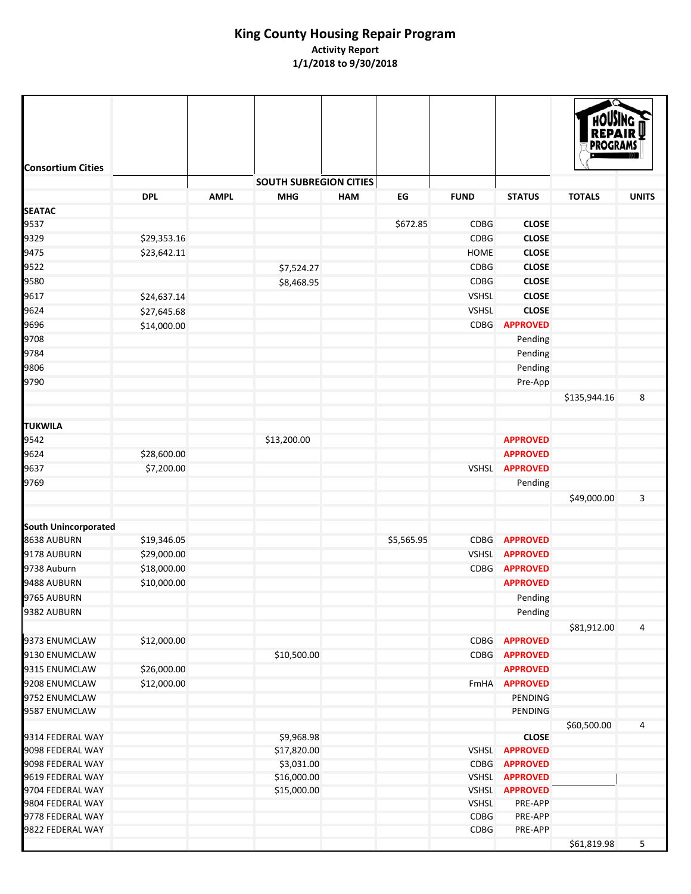# King County Housing Repair Program

**Activity Report**

**1/1/2018 to 9/30/2018**

| Consortium Cities | | | | | | | | | |
|---|---|---|---|---|---|---|---|---|---|
| | | | SOUTH SUBREGION CITIES | | | | | | |
| | DPL | AMPL | MHG | HAM | EG | FUND | STATUS | TOTALS | UNITS |
| **SEATAC** | | | | | | | | | |
| 9537 | | | | | $672.85 | CDBG | **CLOSE** | | |
| 9329 | $29,353.16 | | | | | CDBG | **CLOSE** | | |
| 9475 | $23,642.11 | | | | | HOME | **CLOSE** | | |
| 9522 | | | $7,524.27 | | | CDBG | **CLOSE** | | |
| 9580 | | | $8,468.95 | | | CDBG | **CLOSE** | | |
| 9617 | $24,637.14 | | | | | VSHSL | **CLOSE** | | |
| 9624 | $27,645.68 | | | | | VSHSL | **CLOSE** | | |
| 9696 | $14,000.00 | | | | | CDBG | **APPROVED** | | |
| 9708 | | | | | | | Pending | | |
| 9784 | | | | | | | Pending | | |
| 9806 | | | | | | | Pending | | |
| 9790 | | | | | | | Pre-App | | |
| | | | | | | | | $135,944.16 | 8 |
| **TUKWILA** | | | | | | | | | |
| 9542 | | | $13,200.00 | | | | **APPROVED** | | |
| 9624 | $28,600.00 | | | | | | **APPROVED** | | |
| 9637 | $7,200.00 | | | | | VSHSL | **APPROVED** | | |
| 9769 | | | | | | | Pending | | |
| | | | | | | | | $49,000.00 | 3 |
| **South Unincorporated** | | | | | | | | | |
| 8638 AUBURN | $19,346.05 | | | | $5,565.95 | CDBG | **APPROVED** | | |
| 9178 AUBURN | $29,000.00 | | | | | VSHSL | **APPROVED** | | |
| 9738 Auburn | $18,000.00 | | | | | CDBG | **APPROVED** | | |
| 9488 AUBURN | $10,000.00 | | | | | | **APPROVED** | | |
| 9765 AUBURN | | | | | | | Pending | | |
| 9382 AUBURN | | | | | | | Pending | | |
| | | | | | | | | $81,912.00 | 4 |
| 9373 ENUMCLAW | $12,000.00 | | | | | CDBG | **APPROVED** | | |
| 9130 ENUMCLAW | | | $10,500.00 | | | CDBG | **APPROVED** | | |
| 9315 ENUMCLAW | $26,000.00 | | | | | | **APPROVED** | | |
| 9208 ENUMCLAW | $12,000.00 | | | | | FmHA | **APPROVED** | | |
| 9752 ENUMCLAW | | | | | | | PENDING | | |
| 9587 ENUMCLAW | | | | | | | PENDING | | |
| | | | | | | | | $60,500.00 | 4 |
| 9314 FEDERAL WAY | | | $9,968.98 | | | | **CLOSE** | | |
| 9098 FEDERAL WAY | | | $17,820.00 | | | VSHSL | **APPROVED** | | |
| 9098 FEDERAL WAY | | | $3,031.00 | | | CDBG | **APPROVED** | | |
| 9619 FEDERAL WAY | | | $16,000.00 | | | VSHSL | **APPROVED** | | |
| 9704 FEDERAL WAY | | | $15,000.00 | | | VSHSL | **APPROVED** | | |
| 9804 FEDERAL WAY | | | | | | VSHSL | PRE-APP | | |
| 9778 FEDERAL WAY | | | | | | CDBG | PRE-APP | | |
| 9822 FEDERAL WAY | | | | | | CDBG | PRE-APP | | |
| | | | | | | | | $61,819.98 | 5 |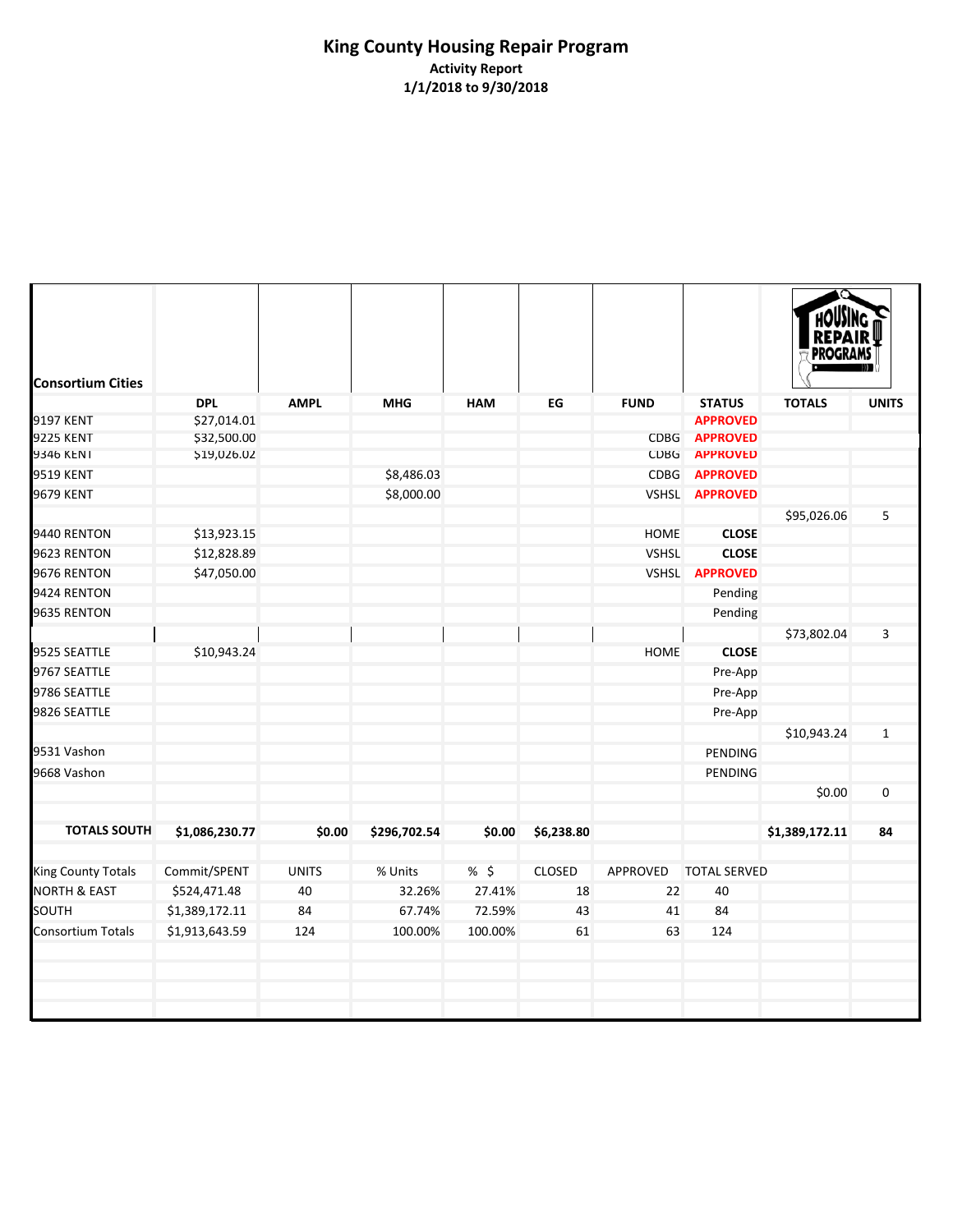# King County Housing Repair Program

**Activity Report**
**1/1/2018 to 9/30/2018**

| Consortium Cities | DPL | AMPL | MHG | HAM | EG | FUND | STATUS | TOTALS | UNITS |
|---|---|---|---|---|---|---|---|---|---|
| 9197 KENT | $27,014.01 | | | | | | **APPROVED** | | |
| 9225 KENT | $32,500.00 | | | | | CDBG | **APPROVED** | | |
| 9346 KENT | $19,026.02 | | | | | CDBG | **APPROVED** | | |
| 9519 KENT | | | $8,486.03 | | | CDBG | **APPROVED** | | |
| 9679 KENT | | | $8,000.00 | | | VSHSL | **APPROVED** | | |
| | | | | | | | | $95,026.06 | 5 |
| 9440 RENTON | $13,923.15 | | | | | HOME | **CLOSE** | | |
| 9623 RENTON | $12,828.89 | | | | | VSHSL | **CLOSE** | | |
| 9676 RENTON | $47,050.00 | | | | | VSHSL | **APPROVED** | | |
| 9424 RENTON | | | | | | | Pending | | |
| 9635 RENTON | | | | | | | Pending | | |
| | | | | | | | | $73,802.04 | 3 |
| 9525 SEATTLE | $10,943.24 | | | | | HOME | **CLOSE** | | |
| 9767 SEATTLE | | | | | | | Pre-App | | |
| 9786 SEATTLE | | | | | | | Pre-App | | |
| 9826 SEATTLE | | | | | | | Pre-App | | |
| | | | | | | | | $10,943.24 | 1 |
| 9531 Vashon | | | | | | | PENDING | | |
| 9668 Vashon | | | | | | | PENDING | | |
| | | | | | | | | $0.00 | 0 |
| **TOTALS SOUTH** | **$1,086,230.77** | **$0.00** | **$296,702.54** | **$0.00** | **$6,238.80** | | | **$1,389,172.11** | **84** |

| King County Totals | Commit/SPENT | UNITS | % Units | % $ | CLOSED | APPROVED | TOTAL SERVED |
|---|---|---|---|---|---|---|---|
| NORTH & EAST | $524,471.48 | 40 | 32.26% | 27.41% | 18 | 22 | 40 |
| SOUTH | $1,389,172.11 | 84 | 67.74% | 72.59% | 43 | 41 | 84 |
| Consortium Totals | $1,913,643.59 | 124 | 100.00% | 100.00% | 61 | 63 | 124 |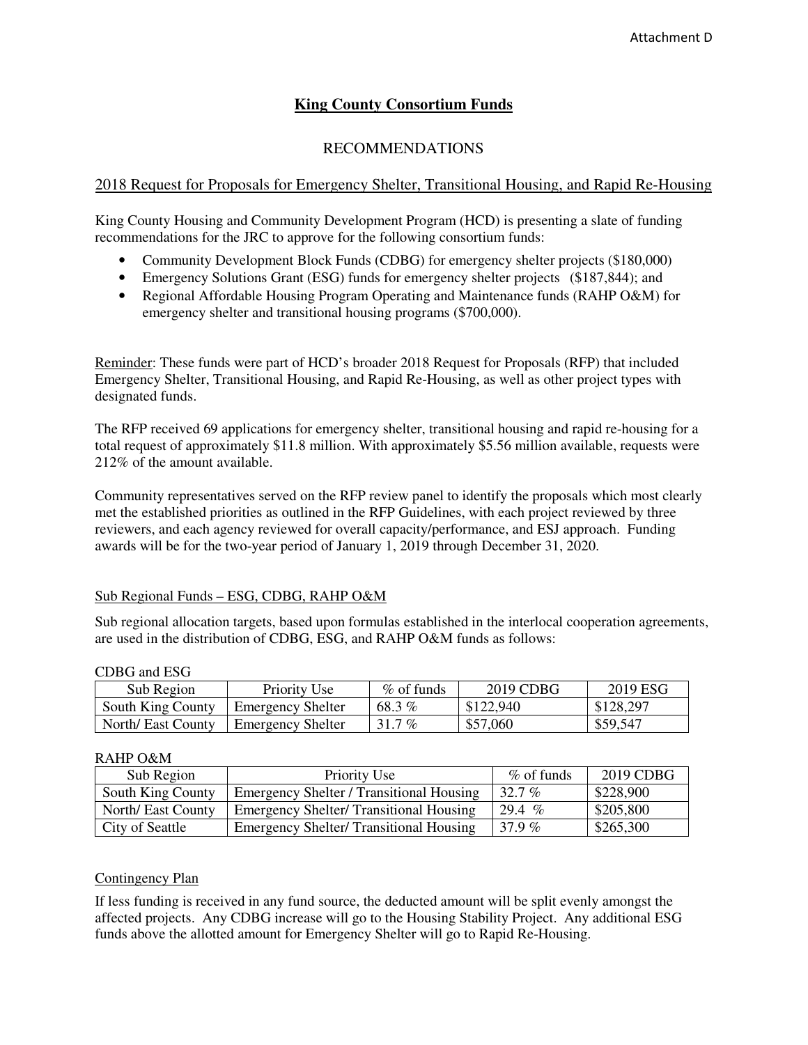Attachment D

# King County Consortium Funds

## RECOMMENDATIONS

### 2018 Request for Proposals for Emergency Shelter, Transitional Housing, and Rapid Re-Housing

King County Housing and Community Development Program (HCD) is presenting a slate of funding recommendations for the JRC to approve for the following consortium funds:

- Community Development Block Funds (CDBG) for emergency shelter projects ($180,000)
- Emergency Solutions Grant (ESG) funds for emergency shelter projects ($187,844); and
- Regional Affordable Housing Program Operating and Maintenance funds (RAHP O&M) for emergency shelter and transitional housing programs ($700,000).

Reminder: These funds were part of HCD's broader 2018 Request for Proposals (RFP) that included Emergency Shelter, Transitional Housing, and Rapid Re-Housing, as well as other project types with designated funds.

The RFP received 69 applications for emergency shelter, transitional housing and rapid re-housing for a total request of approximately $11.8 million. With approximately $5.56 million available, requests were 212% of the amount available.

Community representatives served on the RFP review panel to identify the proposals which most clearly met the established priorities as outlined in the RFP Guidelines, with each project reviewed by three reviewers, and each agency reviewed for overall capacity/performance, and ESJ approach. Funding awards will be for the two-year period of January 1, 2019 through December 31, 2020.

### Sub Regional Funds – ESG, CDBG, RAHP O&M

Sub regional allocation targets, based upon formulas established in the interlocal cooperation agreements, are used in the distribution of CDBG, ESG, and RAHP O&M funds as follows:

CDBG and ESG

| Sub Region | Priority Use | % of funds | 2019 CDBG | 2019 ESG |
|---|---|---|---|---|
| South King County | Emergency Shelter | 68.3 % | $122,940 | $128,297 |
| North/ East County | Emergency Shelter | 31.7 % | $57,060 | $59,547 |

RAHP O&M

| Sub Region | Priority Use | % of funds | 2019 CDBG |
|---|---|---|---|
| South King County | Emergency Shelter / Transitional Housing | 32.7 % | $228,900 |
| North/ East County | Emergency Shelter/ Transitional Housing | 29.4 % | $205,800 |
| City of Seattle | Emergency Shelter/ Transitional Housing | 37.9 % | $265,300 |

### Contingency Plan

If less funding is received in any fund source, the deducted amount will be split evenly amongst the affected projects. Any CDBG increase will go to the Housing Stability Project. Any additional ESG funds above the allotted amount for Emergency Shelter will go to Rapid Re-Housing.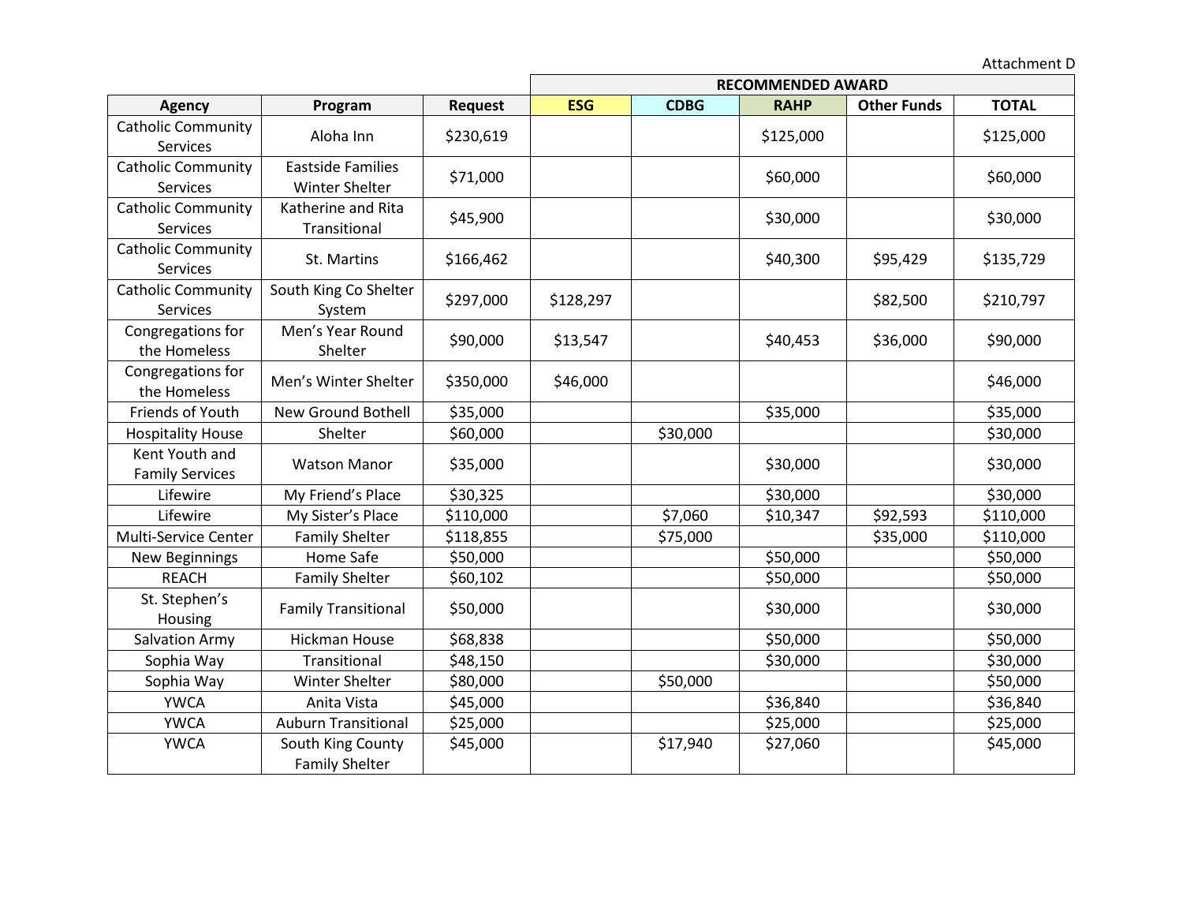Attachment D

| Agency | Program | Request | RECOMMENDED AWARD | | | | |
|---|---|---|---|---|---|---|---|
| | | | ESG | CDBG | RAHP | Other Funds | TOTAL |
| Catholic Community Services | Aloha Inn | $230,619 | | | $125,000 | | $125,000 |
| Catholic Community Services | Eastside Families Winter Shelter | $71,000 | | | $60,000 | | $60,000 |
| Catholic Community Services | Katherine and Rita Transitional | $45,900 | | | $30,000 | | $30,000 |
| Catholic Community Services | St. Martins | $166,462 | | | $40,300 | $95,429 | $135,729 |
| Catholic Community Services | South King Co Shelter System | $297,000 | $128,297 | | | $82,500 | $210,797 |
| Congregations for the Homeless | Men's Year Round Shelter | $90,000 | $13,547 | | $40,453 | $36,000 | $90,000 |
| Congregations for the Homeless | Men's Winter Shelter | $350,000 | $46,000 | | | | $46,000 |
| Friends of Youth | New Ground Bothell | $35,000 | | | $35,000 | | $35,000 |
| Hospitality House | Shelter | $60,000 | | $30,000 | | | $30,000 |
| Kent Youth and Family Services | Watson Manor | $35,000 | | | $30,000 | | $30,000 |
| Lifewire | My Friend's Place | $30,325 | | | $30,000 | | $30,000 |
| Lifewire | My Sister's Place | $110,000 | | $7,060 | $10,347 | $92,593 | $110,000 |
| Multi-Service Center | Family Shelter | $118,855 | | $75,000 | | $35,000 | $110,000 |
| New Beginnings | Home Safe | $50,000 | | | $50,000 | | $50,000 |
| REACH | Family Shelter | $60,102 | | | $50,000 | | $50,000 |
| St. Stephen's Housing | Family Transitional | $50,000 | | | $30,000 | | $30,000 |
| Salvation Army | Hickman House | $68,838 | | | $50,000 | | $50,000 |
| Sophia Way | Transitional | $48,150 | | | $30,000 | | $30,000 |
| Sophia Way | Winter Shelter | $80,000 | | $50,000 | | | $50,000 |
| YWCA | Anita Vista | $45,000 | | | $36,840 | | $36,840 |
| YWCA | Auburn Transitional | $25,000 | | | $25,000 | | $25,000 |
| YWCA | South King County Family Shelter | $45,000 | | $17,940 | $27,060 | | $45,000 |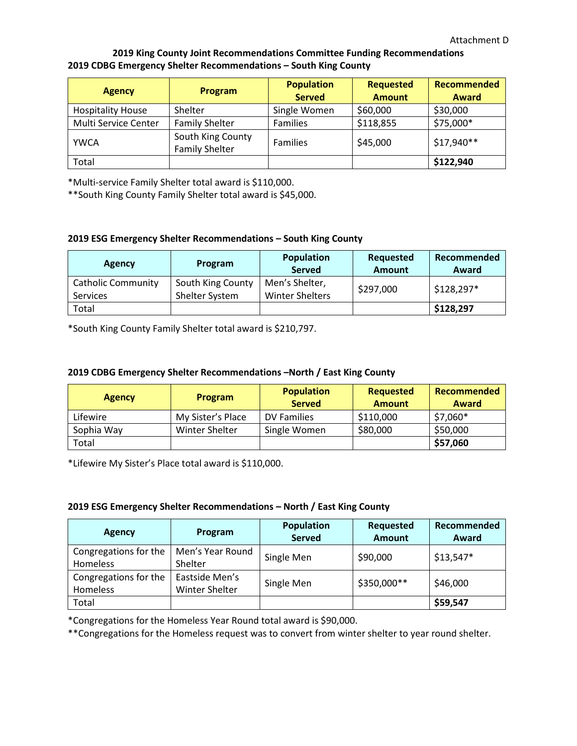Attachment D

**2019 King County Joint Recommendations Committee Funding Recommendations**

**2019 CDBG Emergency Shelter Recommendations – South King County**

| Agency | Program | Population Served | Requested Amount | Recommended Award |
|---|---|---|---|---|
| Hospitality House | Shelter | Single Women | $60,000 | $30,000 |
| Multi Service Center | Family Shelter | Families | $118,855 | $75,000* |
| YWCA | South King County Family Shelter | Families | $45,000 | $17,940** |
| Total | | | | **$122,940** |

*Multi-service Family Shelter total award is $110,000.
**South King County Family Shelter total award is $45,000.

**2019 ESG Emergency Shelter Recommendations – South King County**

| Agency | Program | Population Served | Requested Amount | Recommended Award |
|---|---|---|---|---|
| Catholic Community Services | South King County Shelter System | Men's Shelter, Winter Shelters | $297,000 | $128,297* |
| Total | | | | **$128,297** |

*South King County Family Shelter total award is $210,797.

**2019 CDBG Emergency Shelter Recommendations –North / East King County**

| Agency | Program | Population Served | Requested Amount | Recommended Award |
|---|---|---|---|---|
| Lifewire | My Sister's Place | DV Families | $110,000 | $7,060* |
| Sophia Way | Winter Shelter | Single Women | $80,000 | $50,000 |
| Total | | | | **$57,060** |

*Lifewire My Sister's Place total award is $110,000.

**2019 ESG Emergency Shelter Recommendations – North / East King County**

| Agency | Program | Population Served | Requested Amount | Recommended Award |
|---|---|---|---|---|
| Congregations for the Homeless | Men's Year Round Shelter | Single Men | $90,000 | $13,547* |
| Congregations for the Homeless | Eastside Men's Winter Shelter | Single Men | $350,000** | $46,000 |
| Total | | | | **$59,547** |

*Congregations for the Homeless Year Round total award is $90,000.
**Congregations for the Homeless request was to convert from winter shelter to year round shelter.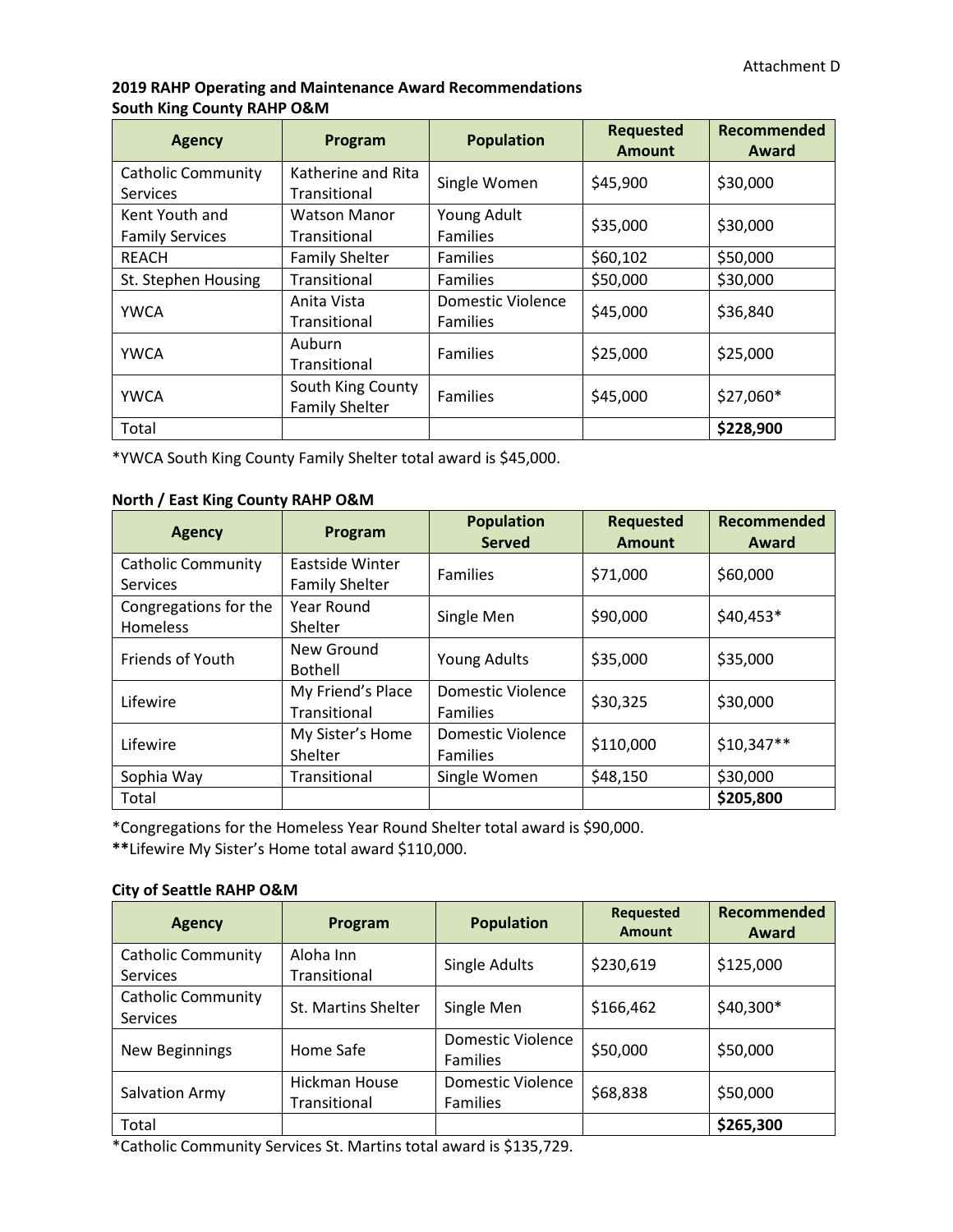Attachment D

**2019 RAHP Operating and Maintenance Award Recommendations**
**South King County RAHP O&M**

| Agency | Program | Population | Requested Amount | Recommended Award |
|---|---|---|---|---|
| Catholic Community Services | Katherine and Rita Transitional | Single Women | $45,900 | $30,000 |
| Kent Youth and Family Services | Watson Manor Transitional | Young Adult Families | $35,000 | $30,000 |
| REACH | Family Shelter | Families | $60,102 | $50,000 |
| St. Stephen Housing | Transitional | Families | $50,000 | $30,000 |
| YWCA | Anita Vista Transitional | Domestic Violence Families | $45,000 | $36,840 |
| YWCA | Auburn Transitional | Families | $25,000 | $25,000 |
| YWCA | South King County Family Shelter | Families | $45,000 | $27,060* |
| Total | | | | **$228,900** |

*YWCA South King County Family Shelter total award is $45,000.

**North / East King County RAHP O&M**

| Agency | Program | Population Served | Requested Amount | Recommended Award |
|---|---|---|---|---|
| Catholic Community Services | Eastside Winter Family Shelter | Families | $71,000 | $60,000 |
| Congregations for the Homeless | Year Round Shelter | Single Men | $90,000 | $40,453* |
| Friends of Youth | New Ground Bothell | Young Adults | $35,000 | $35,000 |
| Lifewire | My Friend's Place Transitional | Domestic Violence Families | $30,325 | $30,000 |
| Lifewire | My Sister's Home Shelter | Domestic Violence Families | $110,000 | $10,347** |
| Sophia Way | Transitional | Single Women | $48,150 | $30,000 |
| Total | | | | **$205,800** |

*Congregations for the Homeless Year Round Shelter total award is $90,000.
**Lifewire My Sister's Home total award $110,000.

**City of Seattle RAHP O&M**

| Agency | Program | Population | Requested Amount | Recommended Award |
|---|---|---|---|---|
| Catholic Community Services | Aloha Inn Transitional | Single Adults | $230,619 | $125,000 |
| Catholic Community Services | St. Martins Shelter | Single Men | $166,462 | $40,300* |
| New Beginnings | Home Safe | Domestic Violence Families | $50,000 | $50,000 |
| Salvation Army | Hickman House Transitional | Domestic Violence Families | $68,838 | $50,000 |
| Total | | | | **$265,300** |

*Catholic Community Services St. Martins total award is $135,729.